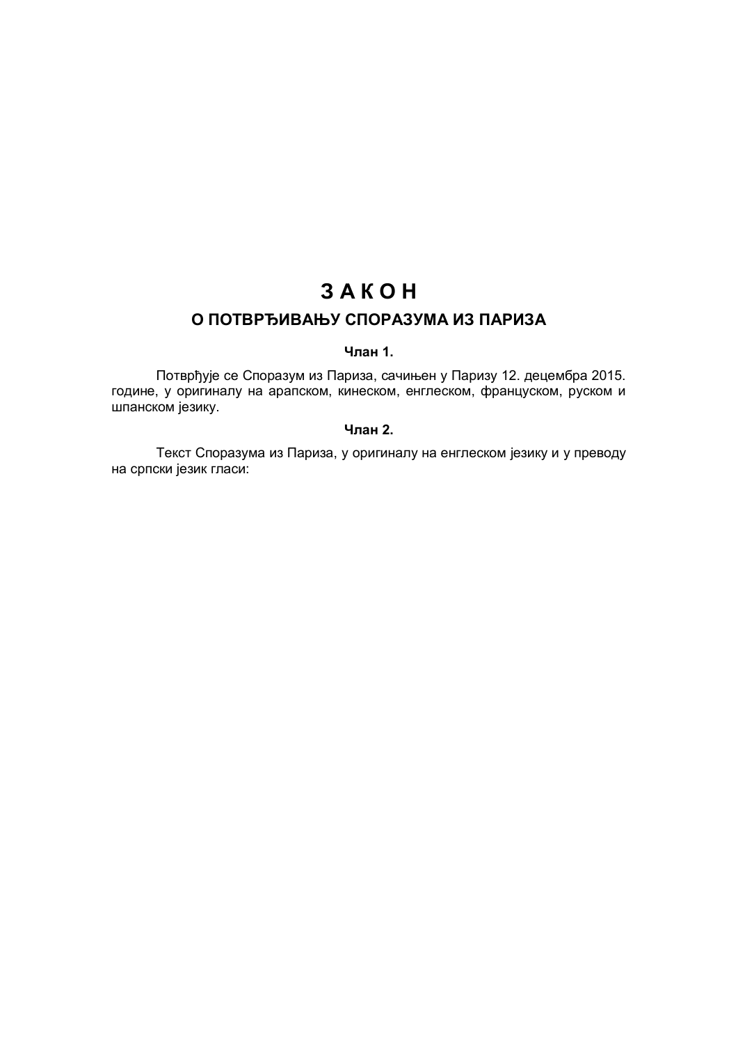# З А К О Н

## О ПОТВРЂИВАЊУ СПОРАЗУМА ИЗ ПАРИЗА

### Члан 1.

Потврђује се Споразум из Париза, сачињен у Паризу 12. децембра 2015. године, у оригиналу на арапском, кинеском, енглеском, француском, руском и шпанском језику.

### Члан 2.

Текст Споразума из Париза, у оригиналу на енглеском језику и у преводу на српски језик гласи: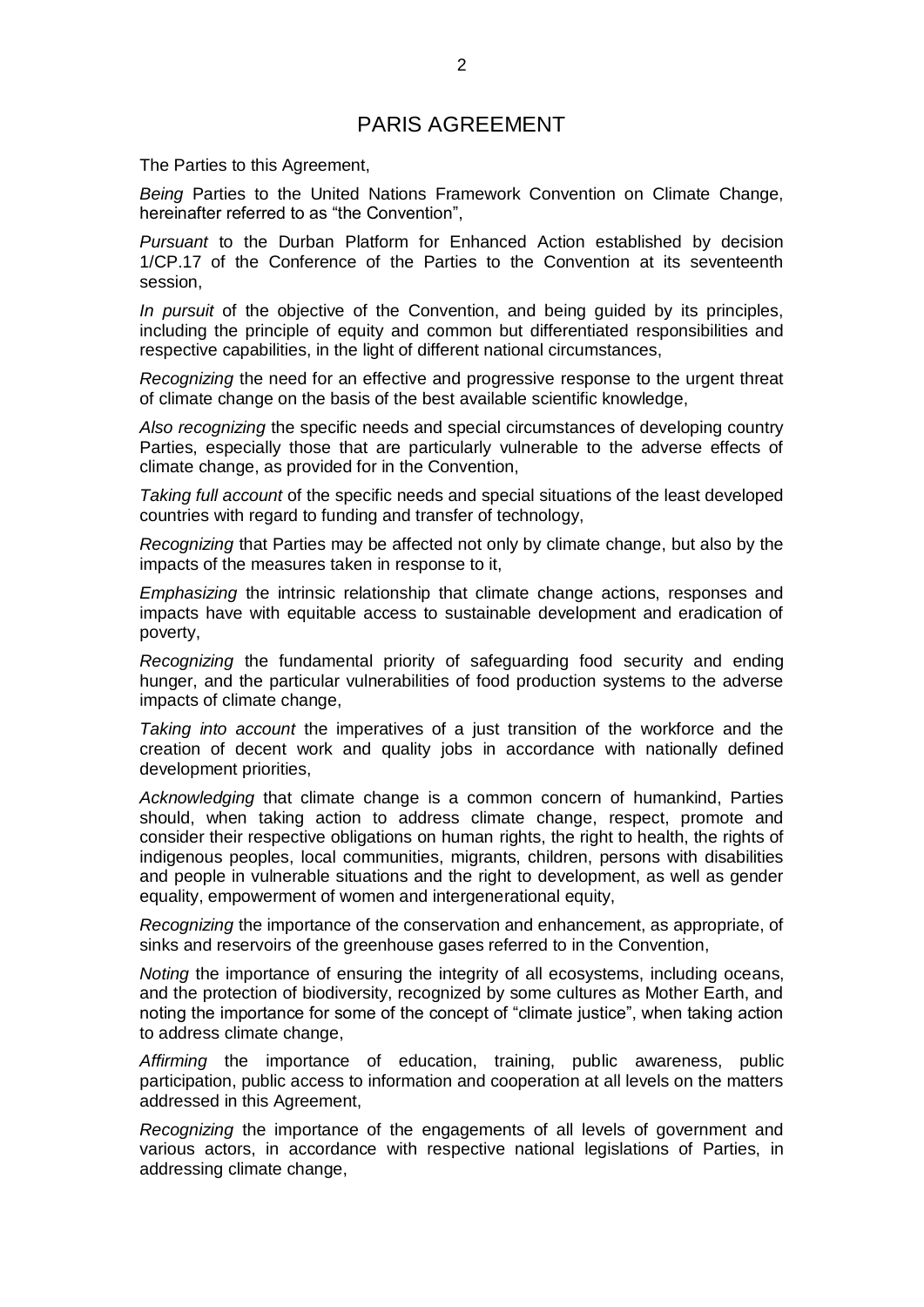# PARIS AGREEMENT

The Parties to this Agreement,

*Being* Parties to the United Nations Framework Convention on Climate Change, hereinafter referred to as "the Convention",

*Pursuant* to the Durban Platform for Enhanced Action established by decision 1/CP.17 of the Conference of the Parties to the Convention at its seventeenth session,

*In pursuit* of the objective of the Convention, and being guided by its principles, including the principle of equity and common but differentiated responsibilities and respective capabilities, in the light of different national circumstances,

*Recognizing* the need for an effective and progressive response to the urgent threat of climate change on the basis of the best available scientific knowledge,

*Also recognizing* the specific needs and special circumstances of developing country Parties, especially those that are particularly vulnerable to the adverse effects of climate change, as provided for in the Convention,

*Taking full account* of the specific needs and special situations of the least developed countries with regard to funding and transfer of technology,

*Recognizing* that Parties may be affected not only by climate change, but also by the impacts of the measures taken in response to it,

*Emphasizing* the intrinsic relationship that climate change actions, responses and impacts have with equitable access to sustainable development and eradication of poverty,

*Recognizing* the fundamental priority of safeguarding food security and ending hunger, and the particular vulnerabilities of food production systems to the adverse impacts of climate change,

*Taking into account* the imperatives of a just transition of the workforce and the creation of decent work and quality jobs in accordance with nationally defined development priorities,

*Acknowledging* that climate change is a common concern of humankind, Parties should, when taking action to address climate change, respect, promote and consider their respective obligations on human rights, the right to health, the rights of indigenous peoples, local communities, migrants, children, persons with disabilities and people in vulnerable situations and the right to development, as well as gender equality, empowerment of women and intergenerational equity,

*Recognizing* the importance of the conservation and enhancement, as appropriate, of sinks and reservoirs of the greenhouse gases referred to in the Convention,

*Noting* the importance of ensuring the integrity of all ecosystems, including oceans, and the protection of biodiversity, recognized by some cultures as Mother Earth, and noting the importance for some of the concept of "climate justice", when taking action to address climate change,

*Affirming* the importance of education, training, public awareness, public participation, public access to information and cooperation at all levels on the matters addressed in this Agreement,

*Recognizing* the importance of the engagements of all levels of government and various actors, in accordance with respective national legislations of Parties, in addressing climate change,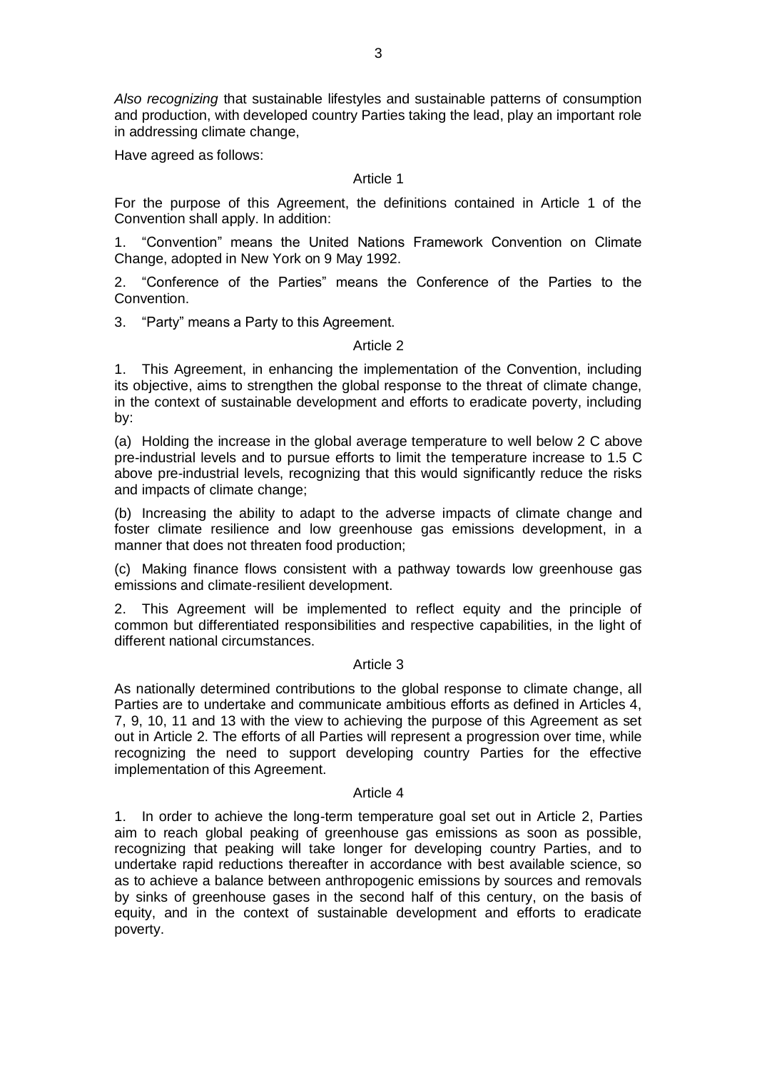*Also recognizing* that sustainable lifestyles and sustainable patterns of consumption and production, with developed country Parties taking the lead, play an important role in addressing climate change,

Have agreed as follows:

### Article 1

For the purpose of this Agreement, the definitions contained in Article 1 of the Convention shall apply. In addition:

1. "Convention" means the United Nations Framework Convention on Climate Change, adopted in New York on 9 May 1992.

2. "Conference of the Parties" means the Conference of the Parties to the Convention.

3. "Party" means a Party to this Agreement.

### Article 2

1. This Agreement, in enhancing the implementation of the Convention, including its objective, aims to strengthen the global response to the threat of climate change, in the context of sustainable development and efforts to eradicate poverty, including by:

(a) Holding the increase in the global average temperature to well below 2 C above pre-industrial levels and to pursue efforts to limit the temperature increase to 1.5 C above pre-industrial levels, recognizing that this would significantly reduce the risks and impacts of climate change;

(b) Increasing the ability to adapt to the adverse impacts of climate change and foster climate resilience and low greenhouse gas emissions development, in a manner that does not threaten food production;

(c) Making finance flows consistent with a pathway towards low greenhouse gas emissions and climate-resilient development.

2. This Agreement will be implemented to reflect equity and the principle of common but differentiated responsibilities and respective capabilities, in the light of different national circumstances.

### Article 3

As nationally determined contributions to the global response to climate change, all Parties are to undertake and communicate ambitious efforts as defined in Articles 4, 7, 9, 10, 11 and 13 with the view to achieving the purpose of this Agreement as set out in Article 2. The efforts of all Parties will represent a progression over time, while recognizing the need to support developing country Parties for the effective implementation of this Agreement.

### Article 4

1. In order to achieve the long-term temperature goal set out in Article 2, Parties aim to reach global peaking of greenhouse gas emissions as soon as possible, recognizing that peaking will take longer for developing country Parties, and to undertake rapid reductions thereafter in accordance with best available science, so as to achieve a balance between anthropogenic emissions by sources and removals by sinks of greenhouse gases in the second half of this century, on the basis of equity, and in the context of sustainable development and efforts to eradicate poverty.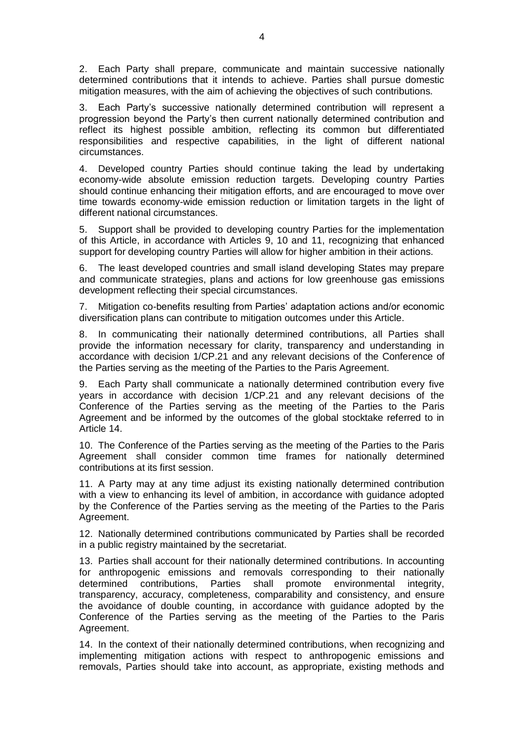2. Each Party shall prepare, communicate and maintain successive nationally determined contributions that it intends to achieve. Parties shall pursue domestic mitigation measures, with the aim of achieving the objectives of such contributions.

3. Each Party's successive nationally determined contribution will represent a progression beyond the Party's then current nationally determined contribution and reflect its highest possible ambition, reflecting its common but differentiated responsibilities and respective capabilities, in the light of different national circumstances.

4. Developed country Parties should continue taking the lead by undertaking economy-wide absolute emission reduction targets. Developing country Parties should continue enhancing their mitigation efforts, and are encouraged to move over time towards economy-wide emission reduction or limitation targets in the light of different national circumstances.

5. Support shall be provided to developing country Parties for the implementation of this Article, in accordance with Articles 9, 10 and 11, recognizing that enhanced support for developing country Parties will allow for higher ambition in their actions.

6. The least developed countries and small island developing States may prepare and communicate strategies, plans and actions for low greenhouse gas emissions development reflecting their special circumstances.

7. Mitigation co-benefits resulting from Parties' adaptation actions and/or economic diversification plans can contribute to mitigation outcomes under this Article.

8. In communicating their nationally determined contributions, all Parties shall provide the information necessary for clarity, transparency and understanding in accordance with decision 1/CP.21 and any relevant decisions of the Conference of the Parties serving as the meeting of the Parties to the Paris Agreement.

9. Each Party shall communicate a nationally determined contribution every five years in accordance with decision 1/CP.21 and any relevant decisions of the Conference of the Parties serving as the meeting of the Parties to the Paris Agreement and be informed by the outcomes of the global stocktake referred to in Article 14.

10. The Conference of the Parties serving as the meeting of the Parties to the Paris Agreement shall consider common time frames for nationally determined contributions at its first session.

11. A Party may at any time adjust its existing nationally determined contribution with a view to enhancing its level of ambition, in accordance with guidance adopted by the Conference of the Parties serving as the meeting of the Parties to the Paris Agreement.

12. Nationally determined contributions communicated by Parties shall be recorded in a public registry maintained by the secretariat.

13. Parties shall account for their nationally determined contributions. In accounting for anthropogenic emissions and removals corresponding to their nationally determined contributions, Parties shall promote environmental integrity, transparency, accuracy, completeness, comparability and consistency, and ensure the avoidance of double counting, in accordance with guidance adopted by the Conference of the Parties serving as the meeting of the Parties to the Paris Agreement.

14. In the context of their nationally determined contributions, when recognizing and implementing mitigation actions with respect to anthropogenic emissions and removals, Parties should take into account, as appropriate, existing methods and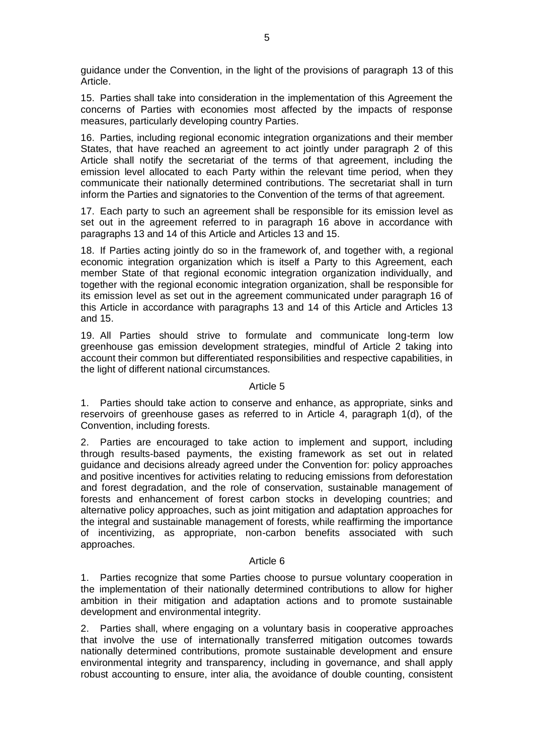guidance under the Convention, in the light of the provisions of paragraph 13 of this Article.

15. Parties shall take into consideration in the implementation of this Agreement the concerns of Parties with economies most affected by the impacts of response measures, particularly developing country Parties.

16. Parties, including regional economic integration organizations and their member States, that have reached an agreement to act jointly under paragraph 2 of this Article shall notify the secretariat of the terms of that agreement, including the emission level allocated to each Party within the relevant time period, when they communicate their nationally determined contributions. The secretariat shall in turn inform the Parties and signatories to the Convention of the terms of that agreement.

17. Each party to such an agreement shall be responsible for its emission level as set out in the agreement referred to in paragraph 16 above in accordance with paragraphs 13 and 14 of this Article and Articles 13 and 15.

18. If Parties acting jointly do so in the framework of, and together with, a regional economic integration organization which is itself a Party to this Agreement, each member State of that regional economic integration organization individually, and together with the regional economic integration organization, shall be responsible for its emission level as set out in the agreement communicated under paragraph 16 of this Article in accordance with paragraphs 13 and 14 of this Article and Articles 13 and 15.

19. All Parties should strive to formulate and communicate long-term low greenhouse gas emission development strategies, mindful of Article 2 taking into account their common but differentiated responsibilities and respective capabilities, in the light of different national circumstances.

## Article 5

1. Parties should take action to conserve and enhance, as appropriate, sinks and reservoirs of greenhouse gases as referred to in Article 4, paragraph 1(d), of the Convention, including forests.

2. Parties are encouraged to take action to implement and support, including through results-based payments, the existing framework as set out in related guidance and decisions already agreed under the Convention for: policy approaches and positive incentives for activities relating to reducing emissions from deforestation and forest degradation, and the role of conservation, sustainable management of forests and enhancement of forest carbon stocks in developing countries; and alternative policy approaches, such as joint mitigation and adaptation approaches for the integral and sustainable management of forests, while reaffirming the importance of incentivizing, as appropriate, non-carbon benefits associated with such approaches.

## Article 6

1. Parties recognize that some Parties choose to pursue voluntary cooperation in the implementation of their nationally determined contributions to allow for higher ambition in their mitigation and adaptation actions and to promote sustainable development and environmental integrity.

2. Parties shall, where engaging on a voluntary basis in cooperative approaches that involve the use of internationally transferred mitigation outcomes towards nationally determined contributions, promote sustainable development and ensure environmental integrity and transparency, including in governance, and shall apply robust accounting to ensure, inter alia, the avoidance of double counting, consistent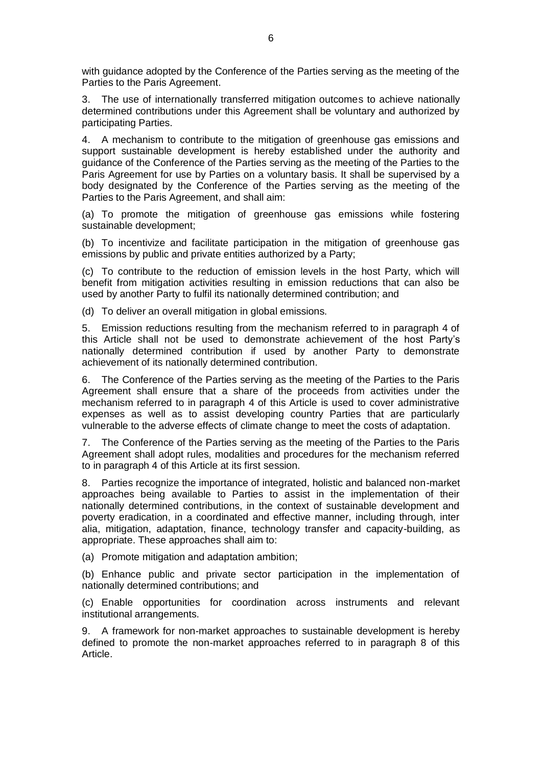with guidance adopted by the Conference of the Parties serving as the meeting of the Parties to the Paris Agreement.

3. The use of internationally transferred mitigation outcomes to achieve nationally determined contributions under this Agreement shall be voluntary and authorized by participating Parties.

4. A mechanism to contribute to the mitigation of greenhouse gas emissions and support sustainable development is hereby established under the authority and guidance of the Conference of the Parties serving as the meeting of the Parties to the Paris Agreement for use by Parties on a voluntary basis. It shall be supervised by a body designated by the Conference of the Parties serving as the meeting of the Parties to the Paris Agreement, and shall aim:

(a) To promote the mitigation of greenhouse gas emissions while fostering sustainable development;

(b) To incentivize and facilitate participation in the mitigation of greenhouse gas emissions by public and private entities authorized by a Party;

(c) To contribute to the reduction of emission levels in the host Party, which will benefit from mitigation activities resulting in emission reductions that can also be used by another Party to fulfil its nationally determined contribution; and

(d) To deliver an overall mitigation in global emissions.

5. Emission reductions resulting from the mechanism referred to in paragraph 4 of this Article shall not be used to demonstrate achievement of the host Party's nationally determined contribution if used by another Party to demonstrate achievement of its nationally determined contribution.

6. The Conference of the Parties serving as the meeting of the Parties to the Paris Agreement shall ensure that a share of the proceeds from activities under the mechanism referred to in paragraph 4 of this Article is used to cover administrative expenses as well as to assist developing country Parties that are particularly vulnerable to the adverse effects of climate change to meet the costs of adaptation.

7. The Conference of the Parties serving as the meeting of the Parties to the Paris Agreement shall adopt rules, modalities and procedures for the mechanism referred to in paragraph 4 of this Article at its first session.

8. Parties recognize the importance of integrated, holistic and balanced non-market approaches being available to Parties to assist in the implementation of their nationally determined contributions, in the context of sustainable development and poverty eradication, in a coordinated and effective manner, including through, inter alia, mitigation, adaptation, finance, technology transfer and capacity-building, as appropriate. These approaches shall aim to:

(a) Promote mitigation and adaptation ambition;

(b) Enhance public and private sector participation in the implementation of nationally determined contributions; and

(c) Enable opportunities for coordination across instruments and relevant institutional arrangements.

9. A framework for non-market approaches to sustainable development is hereby defined to promote the non-market approaches referred to in paragraph 8 of this Article.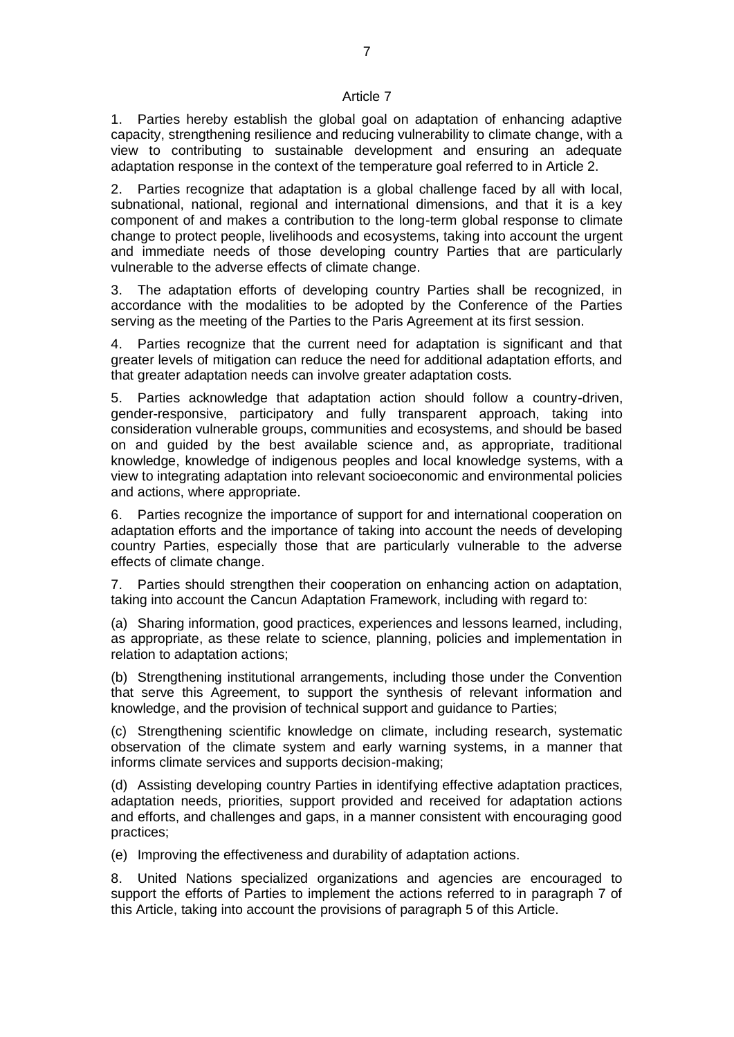## Article 7

1. Parties hereby establish the global goal on adaptation of enhancing adaptive capacity, strengthening resilience and reducing vulnerability to climate change, with a view to contributing to sustainable development and ensuring an adequate adaptation response in the context of the temperature goal referred to in Article 2.

2. Parties recognize that adaptation is a global challenge faced by all with local, subnational, national, regional and international dimensions, and that it is a key component of and makes a contribution to the long-term global response to climate change to protect people, livelihoods and ecosystems, taking into account the urgent and immediate needs of those developing country Parties that are particularly vulnerable to the adverse effects of climate change.

3. The adaptation efforts of developing country Parties shall be recognized, in accordance with the modalities to be adopted by the Conference of the Parties serving as the meeting of the Parties to the Paris Agreement at its first session.

4. Parties recognize that the current need for adaptation is significant and that greater levels of mitigation can reduce the need for additional adaptation efforts, and that greater adaptation needs can involve greater adaptation costs.

5. Parties acknowledge that adaptation action should follow a country-driven, gender-responsive, participatory and fully transparent approach, taking into consideration vulnerable groups, communities and ecosystems, and should be based on and guided by the best available science and, as appropriate, traditional knowledge, knowledge of indigenous peoples and local knowledge systems, with a view to integrating adaptation into relevant socioeconomic and environmental policies and actions, where appropriate.

6. Parties recognize the importance of support for and international cooperation on adaptation efforts and the importance of taking into account the needs of developing country Parties, especially those that are particularly vulnerable to the adverse effects of climate change.

7. Parties should strengthen their cooperation on enhancing action on adaptation, taking into account the Cancun Adaptation Framework, including with regard to:

(a) Sharing information, good practices, experiences and lessons learned, including, as appropriate, as these relate to science, planning, policies and implementation in relation to adaptation actions;

(b) Strengthening institutional arrangements, including those under the Convention that serve this Agreement, to support the synthesis of relevant information and knowledge, and the provision of technical support and guidance to Parties;

(c) Strengthening scientific knowledge on climate, including research, systematic observation of the climate system and early warning systems, in a manner that informs climate services and supports decision-making;

(d) Assisting developing country Parties in identifying effective adaptation practices, adaptation needs, priorities, support provided and received for adaptation actions and efforts, and challenges and gaps, in a manner consistent with encouraging good practices;

(e) Improving the effectiveness and durability of adaptation actions.

8. United Nations specialized organizations and agencies are encouraged to support the efforts of Parties to implement the actions referred to in paragraph 7 of this Article, taking into account the provisions of paragraph 5 of this Article.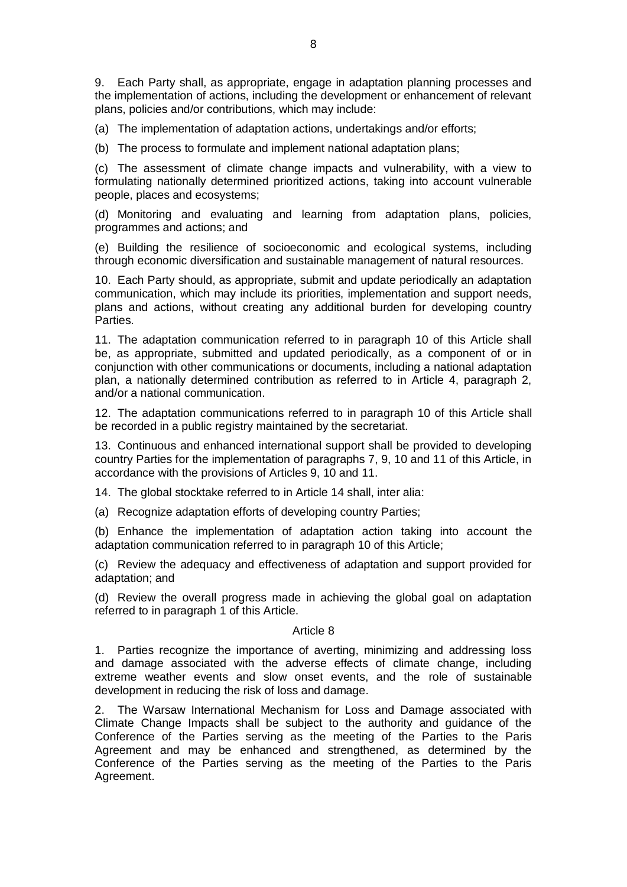9. Each Party shall, as appropriate, engage in adaptation planning processes and the implementation of actions, including the development or enhancement of relevant plans, policies and/or contributions, which may include:

(a) The implementation of adaptation actions, undertakings and/or efforts;

(b) The process to formulate and implement national adaptation plans;

(c) The assessment of climate change impacts and vulnerability, with a view to formulating nationally determined prioritized actions, taking into account vulnerable people, places and ecosystems;

(d) Monitoring and evaluating and learning from adaptation plans, policies, programmes and actions; and

(e) Building the resilience of socioeconomic and ecological systems, including through economic diversification and sustainable management of natural resources.

10. Each Party should, as appropriate, submit and update periodically an adaptation communication, which may include its priorities, implementation and support needs, plans and actions, without creating any additional burden for developing country Parties.

11. The adaptation communication referred to in paragraph 10 of this Article shall be, as appropriate, submitted and updated periodically, as a component of or in conjunction with other communications or documents, including a national adaptation plan, a nationally determined contribution as referred to in Article 4, paragraph 2, and/or a national communication.

12. The adaptation communications referred to in paragraph 10 of this Article shall be recorded in a public registry maintained by the secretariat.

13. Continuous and enhanced international support shall be provided to developing country Parties for the implementation of paragraphs 7, 9, 10 and 11 of this Article, in accordance with the provisions of Articles 9, 10 and 11.

14. The global stocktake referred to in Article 14 shall, inter alia:

(a) Recognize adaptation efforts of developing country Parties;

(b) Enhance the implementation of adaptation action taking into account the adaptation communication referred to in paragraph 10 of this Article;

(c) Review the adequacy and effectiveness of adaptation and support provided for adaptation; and

(d) Review the overall progress made in achieving the global goal on adaptation referred to in paragraph 1 of this Article.

## Article 8

1. Parties recognize the importance of averting, minimizing and addressing loss and damage associated with the adverse effects of climate change, including extreme weather events and slow onset events, and the role of sustainable development in reducing the risk of loss and damage.

2. The Warsaw International Mechanism for Loss and Damage associated with Climate Change Impacts shall be subject to the authority and guidance of the Conference of the Parties serving as the meeting of the Parties to the Paris Agreement and may be enhanced and strengthened, as determined by the Conference of the Parties serving as the meeting of the Parties to the Paris Agreement.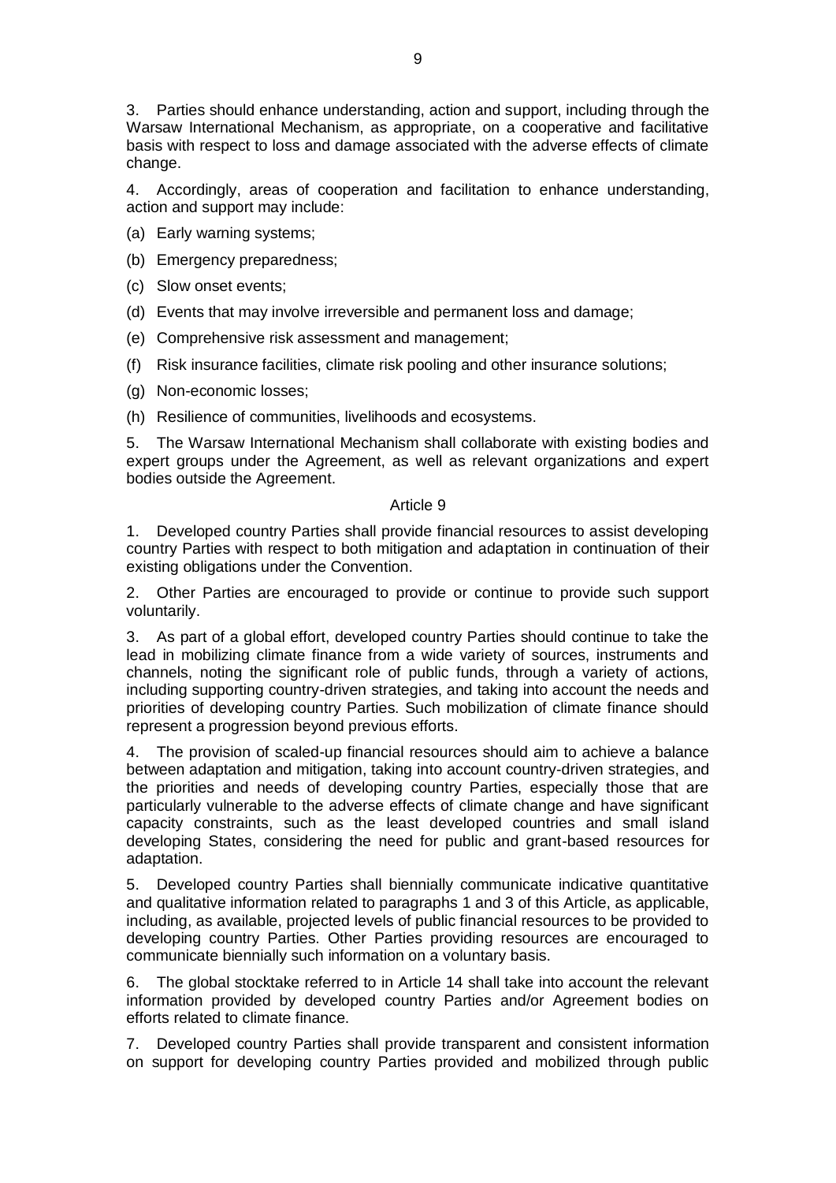3. Parties should enhance understanding, action and support, including through the Warsaw International Mechanism, as appropriate, on a cooperative and facilitative basis with respect to loss and damage associated with the adverse effects of climate change.

4. Accordingly, areas of cooperation and facilitation to enhance understanding, action and support may include:

(a) Early warning systems;

(b) Emergency preparedness;

(c) Slow onset events;

(d) Events that may involve irreversible and permanent loss and damage;

(e) Comprehensive risk assessment and management;

(f) Risk insurance facilities, climate risk pooling and other insurance solutions;

(g) Non-economic losses;

(h) Resilience of communities, livelihoods and ecosystems.

5. The Warsaw International Mechanism shall collaborate with existing bodies and expert groups under the Agreement, as well as relevant organizations and expert bodies outside the Agreement.

### Article 9

1. Developed country Parties shall provide financial resources to assist developing country Parties with respect to both mitigation and adaptation in continuation of their existing obligations under the Convention.

2. Other Parties are encouraged to provide or continue to provide such support voluntarily.

3. As part of a global effort, developed country Parties should continue to take the lead in mobilizing climate finance from a wide variety of sources, instruments and channels, noting the significant role of public funds, through a variety of actions, including supporting country-driven strategies, and taking into account the needs and priorities of developing country Parties. Such mobilization of climate finance should represent a progression beyond previous efforts.

4. The provision of scaled-up financial resources should aim to achieve a balance between adaptation and mitigation, taking into account country-driven strategies, and the priorities and needs of developing country Parties, especially those that are particularly vulnerable to the adverse effects of climate change and have significant capacity constraints, such as the least developed countries and small island developing States, considering the need for public and grant-based resources for adaptation.

5. Developed country Parties shall biennially communicate indicative quantitative and qualitative information related to paragraphs 1 and 3 of this Article, as applicable, including, as available, projected levels of public financial resources to be provided to developing country Parties. Other Parties providing resources are encouraged to communicate biennially such information on a voluntary basis.

6. The global stocktake referred to in Article 14 shall take into account the relevant information provided by developed country Parties and/or Agreement bodies on efforts related to climate finance.

7. Developed country Parties shall provide transparent and consistent information on support for developing country Parties provided and mobilized through public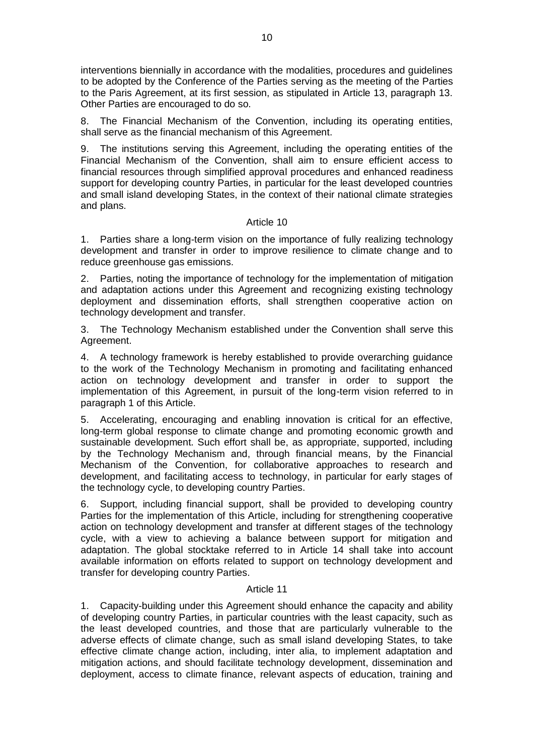interventions biennially in accordance with the modalities, procedures and guidelines to be adopted by the Conference of the Parties serving as the meeting of the Parties to the Paris Agreement, at its first session, as stipulated in Article 13, paragraph 13. Other Parties are encouraged to do so.

8. The Financial Mechanism of the Convention, including its operating entities, shall serve as the financial mechanism of this Agreement.

9. The institutions serving this Agreement, including the operating entities of the Financial Mechanism of the Convention, shall aim to ensure efficient access to financial resources through simplified approval procedures and enhanced readiness support for developing country Parties, in particular for the least developed countries and small island developing States, in the context of their national climate strategies and plans.

## Article 10

1. Parties share a long-term vision on the importance of fully realizing technology development and transfer in order to improve resilience to climate change and to reduce greenhouse gas emissions.

2. Parties, noting the importance of technology for the implementation of mitigation and adaptation actions under this Agreement and recognizing existing technology deployment and dissemination efforts, shall strengthen cooperative action on technology development and transfer.

3. The Technology Mechanism established under the Convention shall serve this Agreement.

4. A technology framework is hereby established to provide overarching guidance to the work of the Technology Mechanism in promoting and facilitating enhanced action on technology development and transfer in order to support the implementation of this Agreement, in pursuit of the long-term vision referred to in paragraph 1 of this Article.

5. Accelerating, encouraging and enabling innovation is critical for an effective, long-term global response to climate change and promoting economic growth and sustainable development. Such effort shall be, as appropriate, supported, including by the Technology Mechanism and, through financial means, by the Financial Mechanism of the Convention, for collaborative approaches to research and development, and facilitating access to technology, in particular for early stages of the technology cycle, to developing country Parties.

6. Support, including financial support, shall be provided to developing country Parties for the implementation of this Article, including for strengthening cooperative action on technology development and transfer at different stages of the technology cycle, with a view to achieving a balance between support for mitigation and adaptation. The global stocktake referred to in Article 14 shall take into account available information on efforts related to support on technology development and transfer for developing country Parties.

## Article 11

1. Capacity-building under this Agreement should enhance the capacity and ability of developing country Parties, in particular countries with the least capacity, such as the least developed countries, and those that are particularly vulnerable to the adverse effects of climate change, such as small island developing States, to take effective climate change action, including, inter alia, to implement adaptation and mitigation actions, and should facilitate technology development, dissemination and deployment, access to climate finance, relevant aspects of education, training and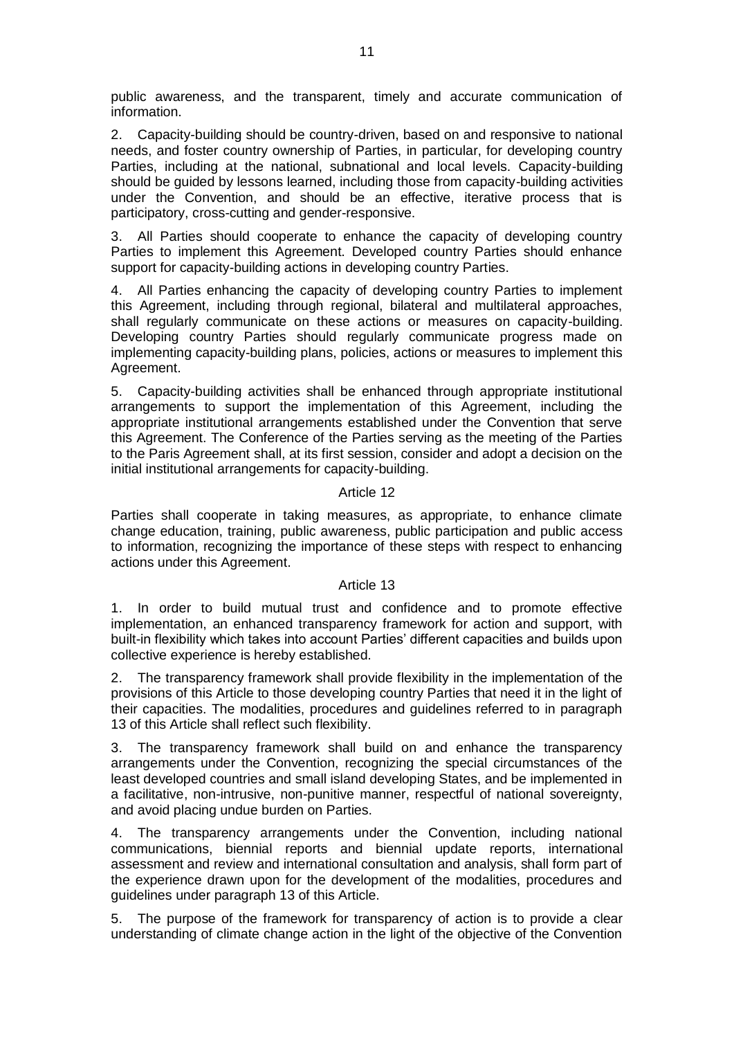public awareness, and the transparent, timely and accurate communication of information.

2. Capacity-building should be country-driven, based on and responsive to national needs, and foster country ownership of Parties, in particular, for developing country Parties, including at the national, subnational and local levels. Capacity-building should be guided by lessons learned, including those from capacity-building activities under the Convention, and should be an effective, iterative process that is participatory, cross-cutting and gender-responsive.

3. All Parties should cooperate to enhance the capacity of developing country Parties to implement this Agreement. Developed country Parties should enhance support for capacity-building actions in developing country Parties.

4. All Parties enhancing the capacity of developing country Parties to implement this Agreement, including through regional, bilateral and multilateral approaches, shall regularly communicate on these actions or measures on capacity-building. Developing country Parties should regularly communicate progress made on implementing capacity-building plans, policies, actions or measures to implement this Agreement.

5. Capacity-building activities shall be enhanced through appropriate institutional arrangements to support the implementation of this Agreement, including the appropriate institutional arrangements established under the Convention that serve this Agreement. The Conference of the Parties serving as the meeting of the Parties to the Paris Agreement shall, at its first session, consider and adopt a decision on the initial institutional arrangements for capacity-building.

## Article 12

Parties shall cooperate in taking measures, as appropriate, to enhance climate change education, training, public awareness, public participation and public access to information, recognizing the importance of these steps with respect to enhancing actions under this Agreement.

## Article 13

1. In order to build mutual trust and confidence and to promote effective implementation, an enhanced transparency framework for action and support, with built-in flexibility which takes into account Parties' different capacities and builds upon collective experience is hereby established.

2. The transparency framework shall provide flexibility in the implementation of the provisions of this Article to those developing country Parties that need it in the light of their capacities. The modalities, procedures and guidelines referred to in paragraph 13 of this Article shall reflect such flexibility.

3. The transparency framework shall build on and enhance the transparency arrangements under the Convention, recognizing the special circumstances of the least developed countries and small island developing States, and be implemented in a facilitative, non-intrusive, non-punitive manner, respectful of national sovereignty, and avoid placing undue burden on Parties.

4. The transparency arrangements under the Convention, including national communications, biennial reports and biennial update reports, international assessment and review and international consultation and analysis, shall form part of the experience drawn upon for the development of the modalities, procedures and guidelines under paragraph 13 of this Article.

5. The purpose of the framework for transparency of action is to provide a clear understanding of climate change action in the light of the objective of the Convention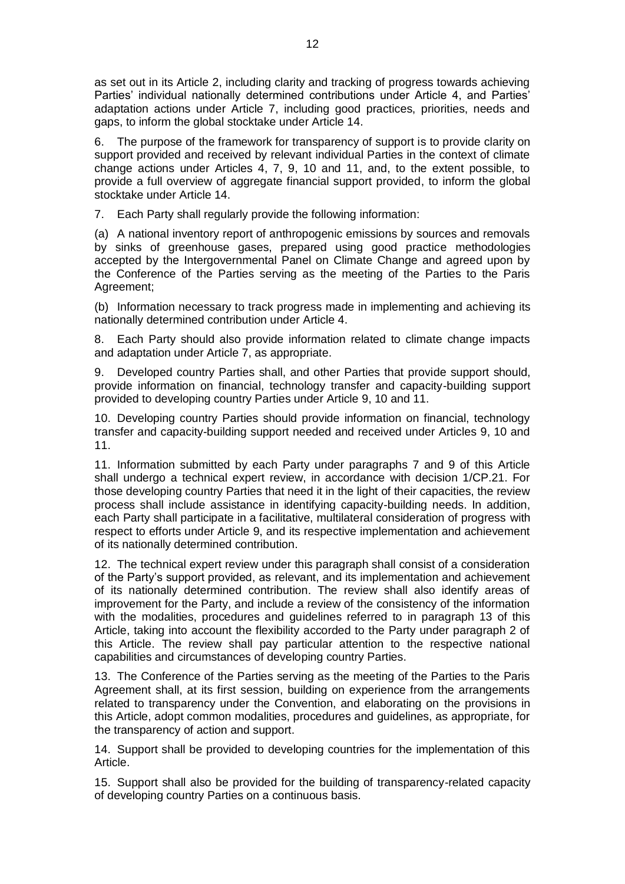as set out in its Article 2, including clarity and tracking of progress towards achieving Parties' individual nationally determined contributions under Article 4, and Parties' adaptation actions under Article 7, including good practices, priorities, needs and gaps, to inform the global stocktake under Article 14.

6. The purpose of the framework for transparency of support is to provide clarity on support provided and received by relevant individual Parties in the context of climate change actions under Articles 4, 7, 9, 10 and 11, and, to the extent possible, to provide a full overview of aggregate financial support provided, to inform the global stocktake under Article 14.

7. Each Party shall regularly provide the following information:

(a) A national inventory report of anthropogenic emissions by sources and removals by sinks of greenhouse gases, prepared using good practice methodologies accepted by the Intergovernmental Panel on Climate Change and agreed upon by the Conference of the Parties serving as the meeting of the Parties to the Paris Agreement;

(b) Information necessary to track progress made in implementing and achieving its nationally determined contribution under Article 4.

8. Each Party should also provide information related to climate change impacts and adaptation under Article 7, as appropriate.

9. Developed country Parties shall, and other Parties that provide support should, provide information on financial, technology transfer and capacity-building support provided to developing country Parties under Article 9, 10 and 11.

10. Developing country Parties should provide information on financial, technology transfer and capacity-building support needed and received under Articles 9, 10 and 11.

11. Information submitted by each Party under paragraphs 7 and 9 of this Article shall undergo a technical expert review, in accordance with decision 1/CP.21. For those developing country Parties that need it in the light of their capacities, the review process shall include assistance in identifying capacity-building needs. In addition, each Party shall participate in a facilitative, multilateral consideration of progress with respect to efforts under Article 9, and its respective implementation and achievement of its nationally determined contribution.

12. The technical expert review under this paragraph shall consist of a consideration of the Party's support provided, as relevant, and its implementation and achievement of its nationally determined contribution. The review shall also identify areas of improvement for the Party, and include a review of the consistency of the information with the modalities, procedures and guidelines referred to in paragraph 13 of this Article, taking into account the flexibility accorded to the Party under paragraph 2 of this Article. The review shall pay particular attention to the respective national capabilities and circumstances of developing country Parties.

13. The Conference of the Parties serving as the meeting of the Parties to the Paris Agreement shall, at its first session, building on experience from the arrangements related to transparency under the Convention, and elaborating on the provisions in this Article, adopt common modalities, procedures and guidelines, as appropriate, for the transparency of action and support.

14. Support shall be provided to developing countries for the implementation of this Article.

15. Support shall also be provided for the building of transparency-related capacity of developing country Parties on a continuous basis.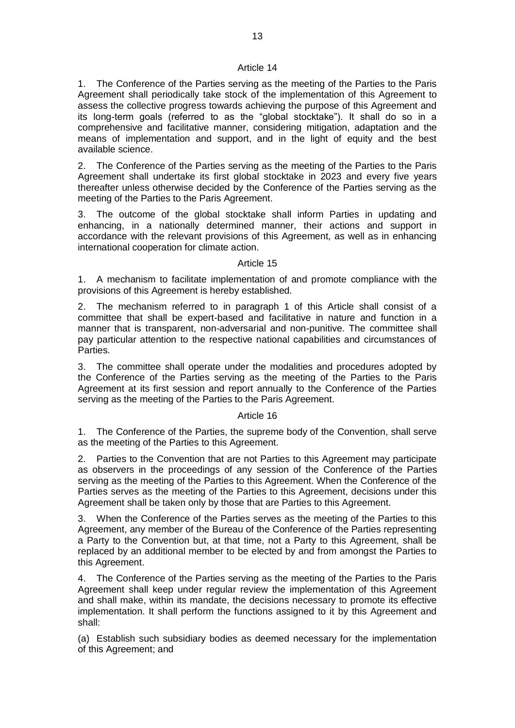### Article 14

1. The Conference of the Parties serving as the meeting of the Parties to the Paris Agreement shall periodically take stock of the implementation of this Agreement to assess the collective progress towards achieving the purpose of this Agreement and its long-term goals (referred to as the "global stocktake"). It shall do so in a comprehensive and facilitative manner, considering mitigation, adaptation and the means of implementation and support, and in the light of equity and the best available science.

2. The Conference of the Parties serving as the meeting of the Parties to the Paris Agreement shall undertake its first global stocktake in 2023 and every five years thereafter unless otherwise decided by the Conference of the Parties serving as the meeting of the Parties to the Paris Agreement.

3. The outcome of the global stocktake shall inform Parties in updating and enhancing, in a nationally determined manner, their actions and support in accordance with the relevant provisions of this Agreement, as well as in enhancing international cooperation for climate action.

### Article 15

1. A mechanism to facilitate implementation of and promote compliance with the provisions of this Agreement is hereby established.

2. The mechanism referred to in paragraph 1 of this Article shall consist of a committee that shall be expert-based and facilitative in nature and function in a manner that is transparent, non-adversarial and non-punitive. The committee shall pay particular attention to the respective national capabilities and circumstances of Parties.

3. The committee shall operate under the modalities and procedures adopted by the Conference of the Parties serving as the meeting of the Parties to the Paris Agreement at its first session and report annually to the Conference of the Parties serving as the meeting of the Parties to the Paris Agreement.

### Article 16

1. The Conference of the Parties, the supreme body of the Convention, shall serve as the meeting of the Parties to this Agreement.

2. Parties to the Convention that are not Parties to this Agreement may participate as observers in the proceedings of any session of the Conference of the Parties serving as the meeting of the Parties to this Agreement. When the Conference of the Parties serves as the meeting of the Parties to this Agreement, decisions under this Agreement shall be taken only by those that are Parties to this Agreement.

3. When the Conference of the Parties serves as the meeting of the Parties to this Agreement, any member of the Bureau of the Conference of the Parties representing a Party to the Convention but, at that time, not a Party to this Agreement, shall be replaced by an additional member to be elected by and from amongst the Parties to this Agreement.

4. The Conference of the Parties serving as the meeting of the Parties to the Paris Agreement shall keep under regular review the implementation of this Agreement and shall make, within its mandate, the decisions necessary to promote its effective implementation. It shall perform the functions assigned to it by this Agreement and shall:

(a) Establish such subsidiary bodies as deemed necessary for the implementation of this Agreement; and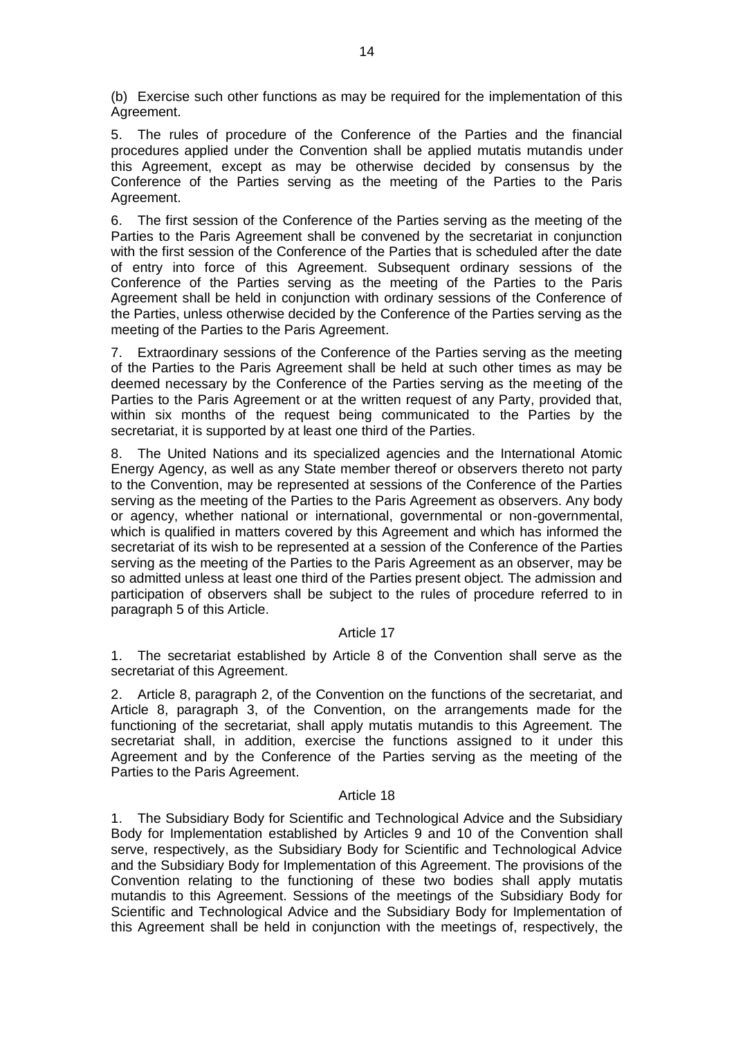(b) Exercise such other functions as may be required for the implementation of this Agreement.

5. The rules of procedure of the Conference of the Parties and the financial procedures applied under the Convention shall be applied mutatis mutandis under this Agreement, except as may be otherwise decided by consensus by the Conference of the Parties serving as the meeting of the Parties to the Paris Agreement.

6. The first session of the Conference of the Parties serving as the meeting of the Parties to the Paris Agreement shall be convened by the secretariat in conjunction with the first session of the Conference of the Parties that is scheduled after the date of entry into force of this Agreement. Subsequent ordinary sessions of the Conference of the Parties serving as the meeting of the Parties to the Paris Agreement shall be held in conjunction with ordinary sessions of the Conference of the Parties, unless otherwise decided by the Conference of the Parties serving as the meeting of the Parties to the Paris Agreement.

7. Extraordinary sessions of the Conference of the Parties serving as the meeting of the Parties to the Paris Agreement shall be held at such other times as may be deemed necessary by the Conference of the Parties serving as the meeting of the Parties to the Paris Agreement or at the written request of any Party, provided that, within six months of the request being communicated to the Parties by the secretariat, it is supported by at least one third of the Parties.

8. The United Nations and its specialized agencies and the International Atomic Energy Agency, as well as any State member thereof or observers thereto not party to the Convention, may be represented at sessions of the Conference of the Parties serving as the meeting of the Parties to the Paris Agreement as observers. Any body or agency, whether national or international, governmental or non-governmental, which is qualified in matters covered by this Agreement and which has informed the secretariat of its wish to be represented at a session of the Conference of the Parties serving as the meeting of the Parties to the Paris Agreement as an observer, may be so admitted unless at least one third of the Parties present object. The admission and participation of observers shall be subject to the rules of procedure referred to in paragraph 5 of this Article.

## Article 17

1. The secretariat established by Article 8 of the Convention shall serve as the secretariat of this Agreement.

2. Article 8, paragraph 2, of the Convention on the functions of the secretariat, and Article 8, paragraph 3, of the Convention, on the arrangements made for the functioning of the secretariat, shall apply mutatis mutandis to this Agreement. The secretariat shall, in addition, exercise the functions assigned to it under this Agreement and by the Conference of the Parties serving as the meeting of the Parties to the Paris Agreement.

## Article 18

1. The Subsidiary Body for Scientific and Technological Advice and the Subsidiary Body for Implementation established by Articles 9 and 10 of the Convention shall serve, respectively, as the Subsidiary Body for Scientific and Technological Advice and the Subsidiary Body for Implementation of this Agreement. The provisions of the Convention relating to the functioning of these two bodies shall apply mutatis mutandis to this Agreement. Sessions of the meetings of the Subsidiary Body for Scientific and Technological Advice and the Subsidiary Body for Implementation of this Agreement shall be held in conjunction with the meetings of, respectively, the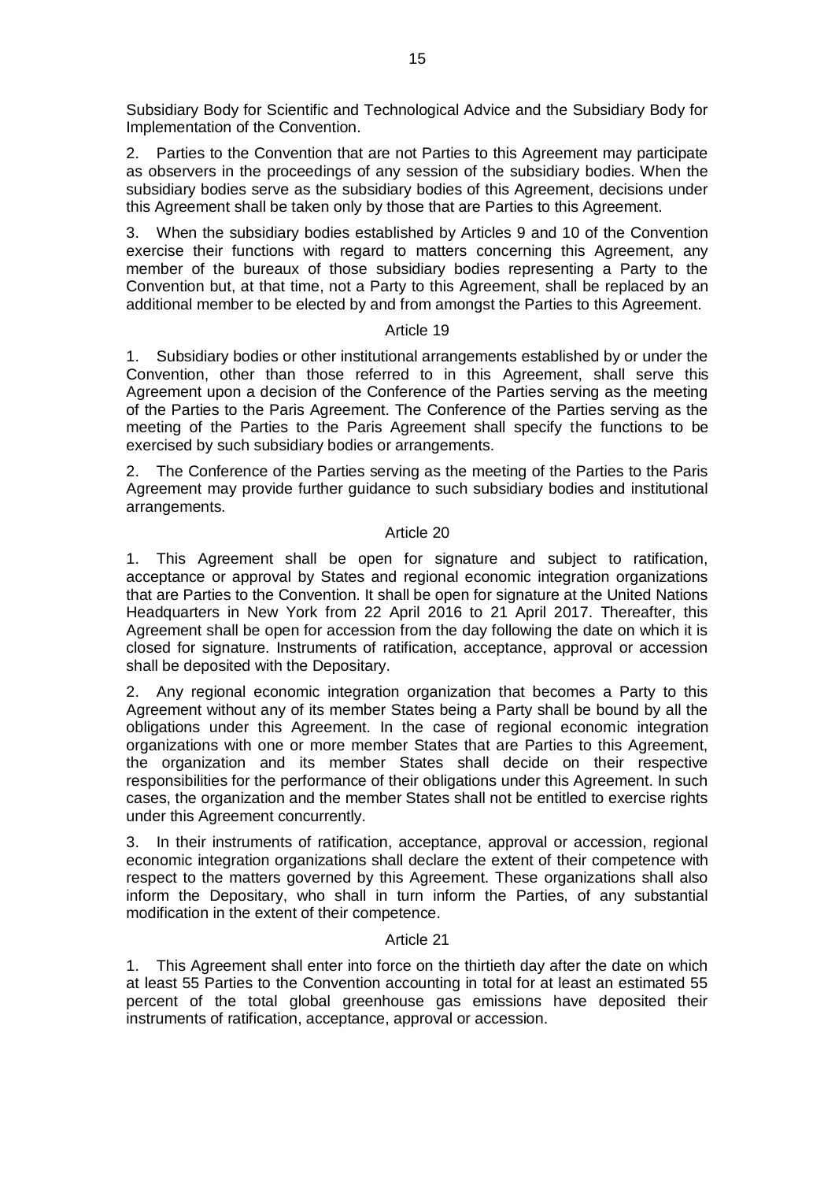Subsidiary Body for Scientific and Technological Advice and the Subsidiary Body for Implementation of the Convention.

2. Parties to the Convention that are not Parties to this Agreement may participate as observers in the proceedings of any session of the subsidiary bodies. When the subsidiary bodies serve as the subsidiary bodies of this Agreement, decisions under this Agreement shall be taken only by those that are Parties to this Agreement.

3. When the subsidiary bodies established by Articles 9 and 10 of the Convention exercise their functions with regard to matters concerning this Agreement, any member of the bureaux of those subsidiary bodies representing a Party to the Convention but, at that time, not a Party to this Agreement, shall be replaced by an additional member to be elected by and from amongst the Parties to this Agreement.

Article 19

1. Subsidiary bodies or other institutional arrangements established by or under the Convention, other than those referred to in this Agreement, shall serve this Agreement upon a decision of the Conference of the Parties serving as the meeting of the Parties to the Paris Agreement. The Conference of the Parties serving as the meeting of the Parties to the Paris Agreement shall specify the functions to be exercised by such subsidiary bodies or arrangements.

2. The Conference of the Parties serving as the meeting of the Parties to the Paris Agreement may provide further guidance to such subsidiary bodies and institutional arrangements.

Article 20

1. This Agreement shall be open for signature and subject to ratification, acceptance or approval by States and regional economic integration organizations that are Parties to the Convention. It shall be open for signature at the United Nations Headquarters in New York from 22 April 2016 to 21 April 2017. Thereafter, this Agreement shall be open for accession from the day following the date on which it is closed for signature. Instruments of ratification, acceptance, approval or accession shall be deposited with the Depositary.

2. Any regional economic integration organization that becomes a Party to this Agreement without any of its member States being a Party shall be bound by all the obligations under this Agreement. In the case of regional economic integration organizations with one or more member States that are Parties to this Agreement, the organization and its member States shall decide on their respective responsibilities for the performance of their obligations under this Agreement. In such cases, the organization and the member States shall not be entitled to exercise rights under this Agreement concurrently.

3. In their instruments of ratification, acceptance, approval or accession, regional economic integration organizations shall declare the extent of their competence with respect to the matters governed by this Agreement. These organizations shall also inform the Depositary, who shall in turn inform the Parties, of any substantial modification in the extent of their competence.

Article 21

1. This Agreement shall enter into force on the thirtieth day after the date on which at least 55 Parties to the Convention accounting in total for at least an estimated 55 percent of the total global greenhouse gas emissions have deposited their instruments of ratification, acceptance, approval or accession.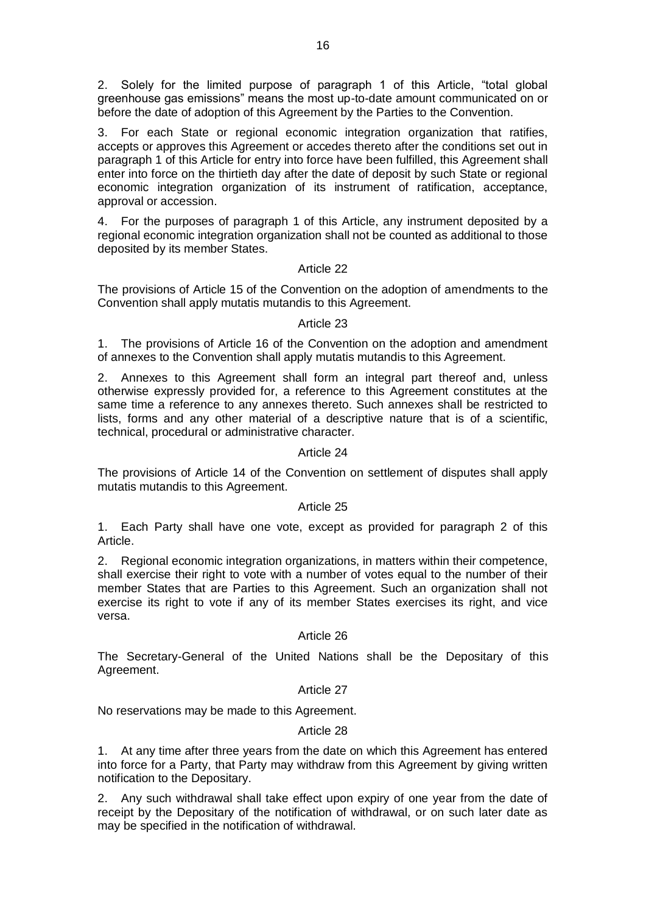2. Solely for the limited purpose of paragraph 1 of this Article, “total global greenhouse gas emissions” means the most up-to-date amount communicated on or before the date of adoption of this Agreement by the Parties to the Convention.

3. For each State or regional economic integration organization that ratifies, accepts or approves this Agreement or accedes thereto after the conditions set out in paragraph 1 of this Article for entry into force have been fulfilled, this Agreement shall enter into force on the thirtieth day after the date of deposit by such State or regional economic integration organization of its instrument of ratification, acceptance, approval or accession.

4. For the purposes of paragraph 1 of this Article, any instrument deposited by a regional economic integration organization shall not be counted as additional to those deposited by its member States.

### Article 22

The provisions of Article 15 of the Convention on the adoption of amendments to the Convention shall apply mutatis mutandis to this Agreement.

### Article 23

1. The provisions of Article 16 of the Convention on the adoption and amendment of annexes to the Convention shall apply mutatis mutandis to this Agreement.

2. Annexes to this Agreement shall form an integral part thereof and, unless otherwise expressly provided for, a reference to this Agreement constitutes at the same time a reference to any annexes thereto. Such annexes shall be restricted to lists, forms and any other material of a descriptive nature that is of a scientific, technical, procedural or administrative character.

### Article 24

The provisions of Article 14 of the Convention on settlement of disputes shall apply mutatis mutandis to this Agreement.

### Article 25

1. Each Party shall have one vote, except as provided for paragraph 2 of this Article.

2. Regional economic integration organizations, in matters within their competence, shall exercise their right to vote with a number of votes equal to the number of their member States that are Parties to this Agreement. Such an organization shall not exercise its right to vote if any of its member States exercises its right, and vice versa.

### Article 26

The Secretary-General of the United Nations shall be the Depositary of this Agreement.

### Article 27

No reservations may be made to this Agreement.

### Article 28

1. At any time after three years from the date on which this Agreement has entered into force for a Party, that Party may withdraw from this Agreement by giving written notification to the Depositary.

2. Any such withdrawal shall take effect upon expiry of one year from the date of receipt by the Depositary of the notification of withdrawal, or on such later date as may be specified in the notification of withdrawal.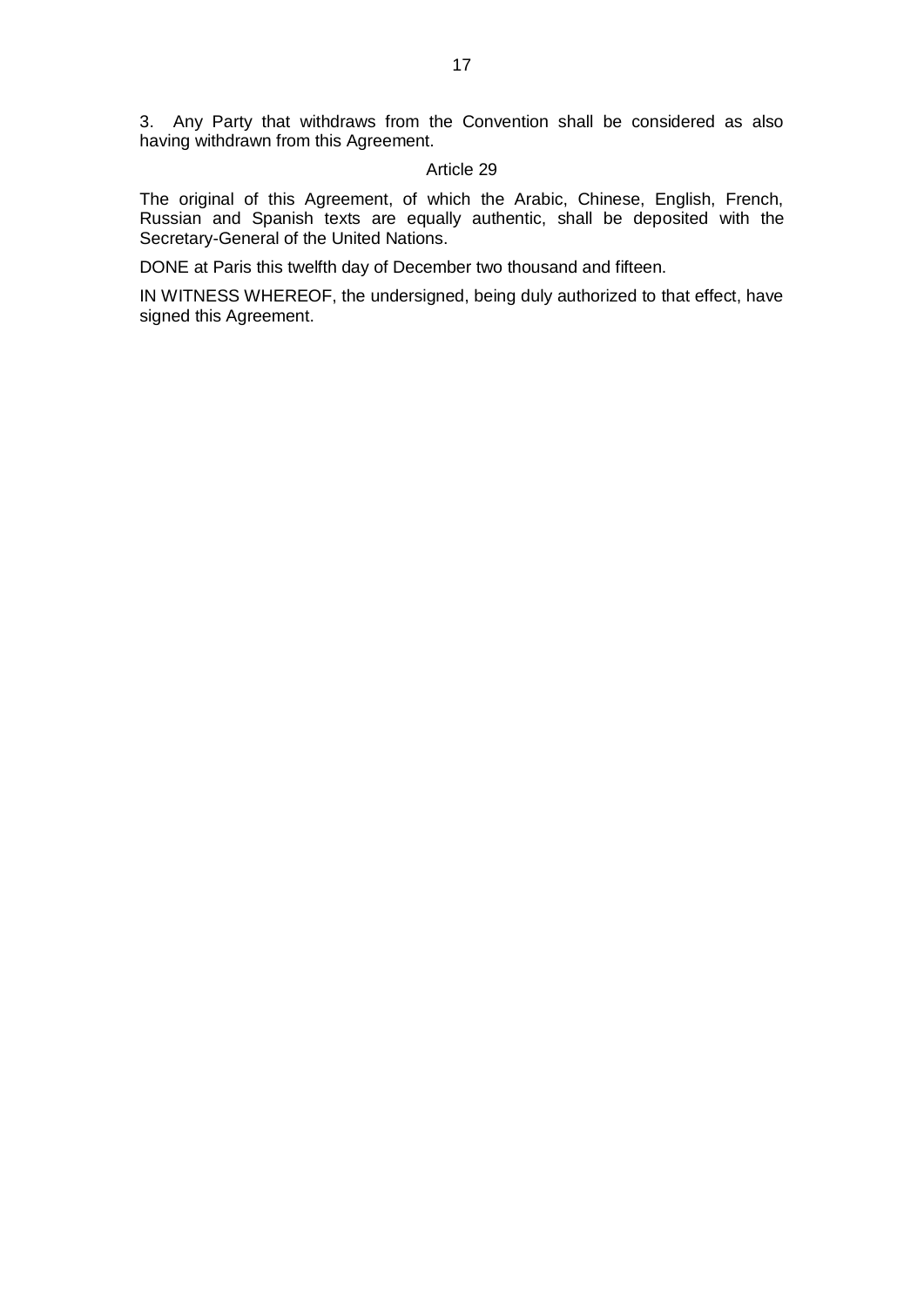3. Any Party that withdraws from the Convention shall be considered as also having withdrawn from this Agreement.

### Article 29

The original of this Agreement, of which the Arabic, Chinese, English, French, Russian and Spanish texts are equally authentic, shall be deposited with the Secretary-General of the United Nations.

DONE at Paris this twelfth day of December two thousand and fifteen.

IN WITNESS WHEREOF, the undersigned, being duly authorized to that effect, have signed this Agreement.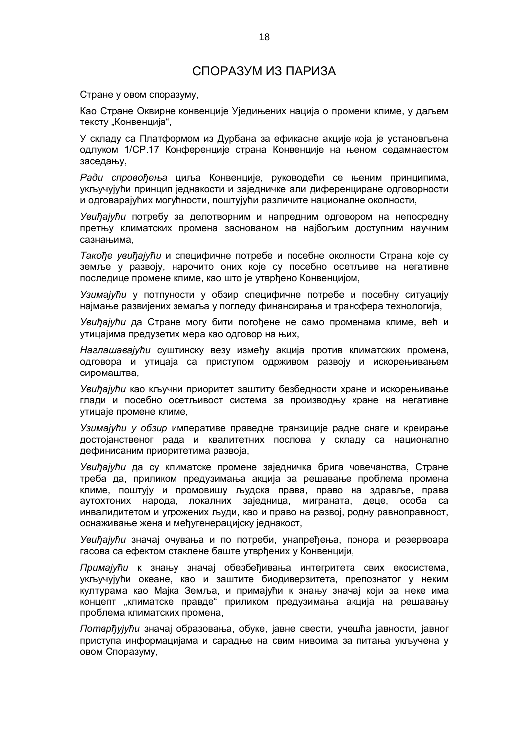# СПОРАЗУМ ИЗ ПАРИЗА

Стране у овом споразуму,

Као Стране Оквирне конвенције Уједињених нација о промени климе, у даљем тексту „Конвенција“,

У складу са Платформом из Дурбана за ефикасне акције која је установљена одлуком 1/CP.17 Конференције страна Конвенције на њеном седамнаестом заседању,

*Ради спровођења* циља Конвенције, руководећи се њеним принципима, укључујући принцип једнакости и заједничке али диференциране одговорности и одговарајућих могућности, поштујући различите националне околности,

*Увиђајући* потребу за делотворним и напредним одговором на непосредну претњу климатских промена заснованом на најбољим доступним научним сазнањима,

*Такође увиђајући* и специфичне потребе и посебне околности Страна које су земље у развоју, нарочито оних које су посебно осетљиве на негативне последице промене климе, као што је утврђено Конвенцијом,

*Узимајући* у потпуности у обзир специфичне потребе и посебну ситуацију најмање развијених земаља у погледу финансирања и трансфера технологија,

*Увиђајући* да Стране могу бити погођене не само променама климе, већ и утицајима предузетих мера као одговор на њих,

*Наглашавајући* суштинску везу између акција против климатских промена, одговора и утицаја са приступом одрживом развоју и искорењивањем сиромаштва,

*Увиђајући* као кључни приоритет заштиту безбедности хране и искорењивање глади и посебно осетљивост система за производњу хране на негативне утицаје промене климе,

*Узимајући у обзир* императиве праведне транзиције радне снаге и креирање достојанственог рада и квалитетних послова у складу са национално дефинисаним приоритетима развоја,

*Увиђајући* да су климатске промене заједничка брига човечанства, Стране треба да, приликом предузимања акција за решавање проблема промена климе, поштују и промовишу људска права, право на здравље, права аутохтоних народа, локалних заједница, миграната, деце, особа са инвалидитетом и угрожених људи, као и право на развој, родну равноправност, оснаживање жена и међугенерацијску једнакост,

*Увиђајући* значај очувања и по потреби, унапређења, понора и резервоара гасова са ефектом стаклене баште утврђених у Конвенцији,

*Примајући* к знању значај обезбеђивања интегритета свих екосистема, укључујући океане, као и заштите биодиверзитета, препознатог у неким културама као Мајка Земља, и примајући к знању значај који за неке има концепт „климатске правде“ приликом предузимања акција на решавању проблема климатских промена,

*Потврђујући* значај образовања, обуке, јавне свести, учешћа јавности, јавног приступа информацијама и сарадње на свим нивоима за питања укључена у овом Споразуму,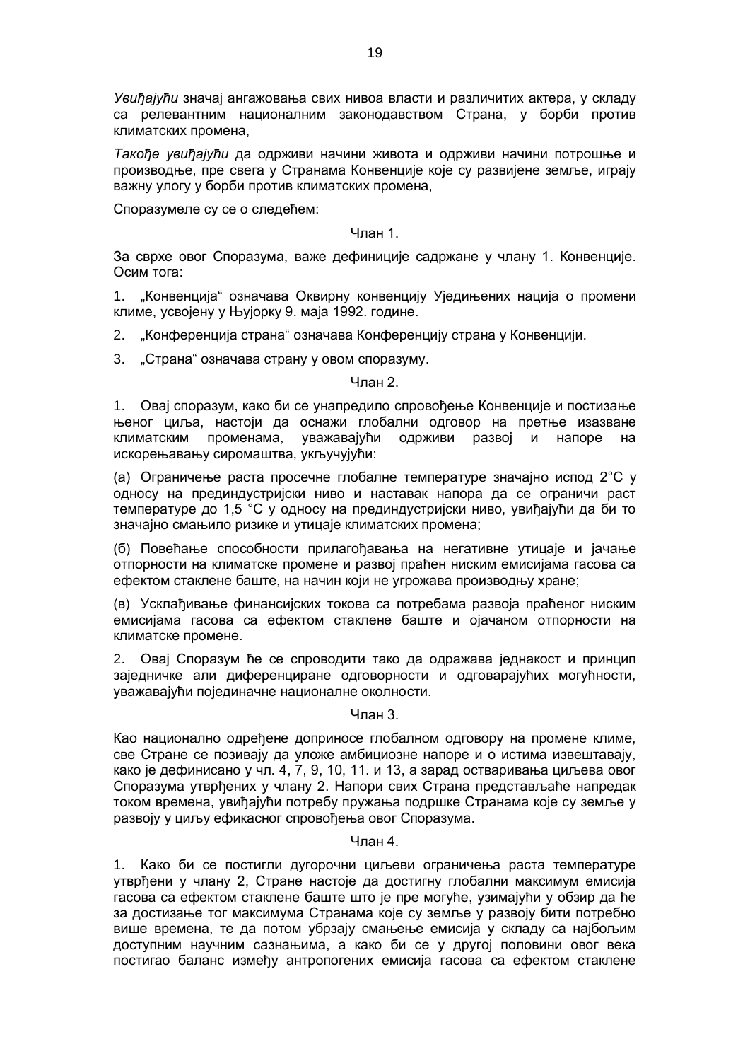*Увиђајући* значај ангажовања свих нивоа власти и различитих актера, у складу са релевантним националним законодавством Страна, у борби против климатских промена,

*Такође увиђајући* да одрживи начини живота и одрживи начини потрошње и производње, пре свега у Странама Конвенције које су развијене земље, играју важну улогу у борби против климатских промена,

Споразумеле су се о следећем:

Члан 1.

За сврхе овог Споразума, важе дефиниције садржане у члану 1. Конвенције. Осим тога:

1. „Конвенција“ означава Оквирну конвенцију Уједињених нација о промени климе, усвојену у Њујорку 9. маја 1992. године.

2. „Конференција страна“ означава Конференцију страна у Конвенцији.

3. „Страна“ означава страну у овом споразуму.

Члан 2.

1. Овај споразум, како би се унапредило спровођење Конвенције и постизање њеног циља, настоји да оснажи глобални одговор на претње изазване климатским променама, уважавајући одрживи развој и напоре на искорењавању сиромаштва, укључујући:

(а) Ограничење раста просечне глобалне температуре значајно испод 2°C у односу на прединдустријски ниво и наставак напора да се ограничи раст температуре до 1,5 °C у односу на прединдустријски ниво, увиђајући да би то значајно смањило ризике и утицаје климатских промена;

(б) Повећање способности прилагођавања на негативне утицаје и јачање отпорности на климатске промене и развој праћен ниским емисијама гасова са ефектом стаклене баште, на начин који не угрожава производњу хране;

(в) Усклађивање финансијских токова са потребама развоја праћеног ниским емисијама гасова са ефектом стаклене баште и ојачаном отпорности на климатске промене.

2. Овај Споразум ће се спроводити тако да одражава једнакост и принцип заједничке али диференциране одговорности и одговарајућих могућности, уважавајући појединачне националне околности.

Члан 3.

Као национално одређене доприносе глобалном одговору на промене климе, све Стране се позивају да уложе амбициозне напоре и о истима извештавају, како је дефинисано у чл. 4, 7, 9, 10, 11. и 13, а зарад остваривања циљева овог Споразума утврђених у члану 2. Напори свих Страна представљаће напредак током времена, увиђајући потребу пружања подршке Странама које су земље у развоју у циљу ефикасног спровођења овог Споразума.

Члан 4.

1. Како би се постигли дугорочни циљеви ограничења раста температуре утврђени у члану 2, Стране настоје да достигну глобални максимум емисија гасова са ефектом стаклене баште што је пре могуће, узимајући у обзир да ће за достизање тог максимума Странама које су земље у развоју бити потребно више времена, те да потом убрзају смањење емисија у складу са најбољим доступним научним сазнањима, а како би се у другој половини овог века постигао баланс између антропогених емисија гасова са ефектом стаклене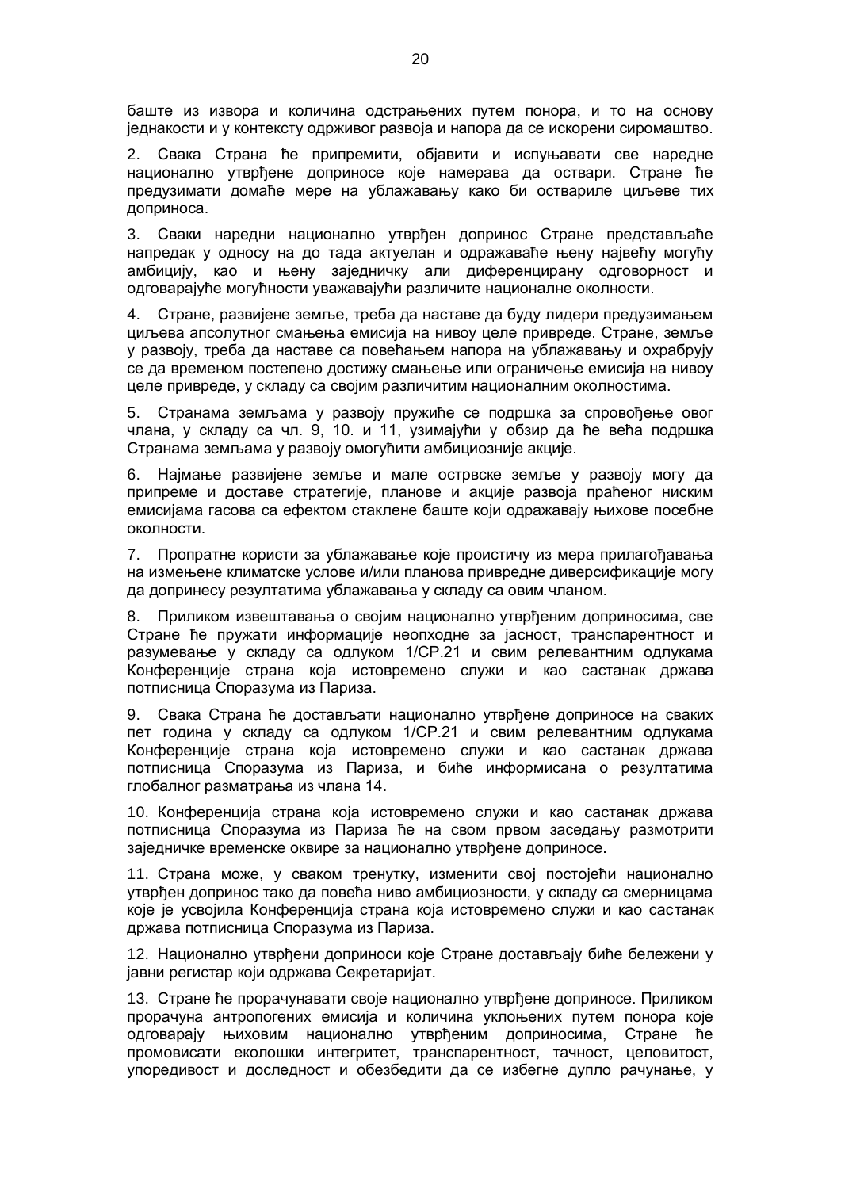баште из извора и количина одстрањених путем понора, и то на основу једнакости и у контексту одрживог развоја и напора да се искорени сиромаштво.

2. Свака Страна ће припремити, објавити и испуњавати све наредне национално утврђене доприносе које намерава да оствари. Стране ће предузимати домаће мере на ублажавању како би оствариле циљеве тих доприноса.

3. Сваки наредни национално утврђен допринос Стране представљаће напредак у односу на до тада актуелан и одражаваће њену највећу могућу амбицију, као и њену заједничку али диференцирану одговорност и одговарајуће могућности уважавајући различите националне околности.

4. Стране, развијене земље, треба да наставе да буду лидери предузимањем циљева апсолутног смањења емисија на нивоу целе привреде. Стране, земље у развоју, треба да наставе са повећањем напора на ублажавању и охрабрују се да временом постепено достижу смањење или ограничење емисија на нивоу целе привреде, у складу са својим различитим националним околностима.

5. Странама земљама у развоју пружиће се подршка за спровођење овог члана, у складу са чл. 9, 10. и 11, узимајући у обзир да ће већа подршка Странама земљама у развоју омогућити амбициозније акције.

6. Најмање развијене земље и мале острвске земље у развоју могу да припреме и доставе стратегије, планове и акције развоја праћеног ниским емисијама гасова са ефектом стаклене баште који одражавају њихове посебне околности.

7. Пропратне користи за ублажавање које проистичу из мера прилагођавања на измењене климатске услове и/или планова привредне диверсификације могу да допринесу резултатима ублажавања у складу са овим чланом.

8. Приликом извештавања о својим национално утврђеним доприносима, све Стране ће пружати информације неопходне за јасност, транспарентност и разумевање у складу са одлуком 1/CP.21 и свим релевантним одлукама Конференције страна која истовремено служи и као састанак држава потписница Споразума из Париза.

9. Свака Страна ће достављати национално утврђене доприносе на сваких пет година у складу са одлуком 1/CP.21 и свим релевантним одлукама Конференције страна која истовремено служи и као састанак држава потписница Споразума из Париза, и биће информисана о резултатима глобалног разматрања из члана 14.

10. Конференција страна која истовремено служи и као састанак држава потписница Споразума из Париза ће на свом првом заседању размотрити заједничке временске оквире за национално утврђене доприносе.

11. Страна може, у сваком тренутку, изменити свој постојећи национално утврђен допринос тако да повећа ниво амбициозности, у складу са смерницама које је усвојила Конференција страна која истовремено служи и као састанак држава потписница Споразума из Париза.

12. Национално утврђени доприноси које Стране достављају биће бележени у јавни регистар који одржава Секретаријат.

13. Стране ће прорачунавати своје национално утврђене доприносе. Приликом прорачуна антропогених емисија и количина уклоњених путем понора које одговарају њиховим национално утврђеним доприносима, Стране ће промовисати еколошки интегритет, транспарентност, тачност, целовитост, упоредивост и доследност и обезбедити да се избегне дупло рачунање, у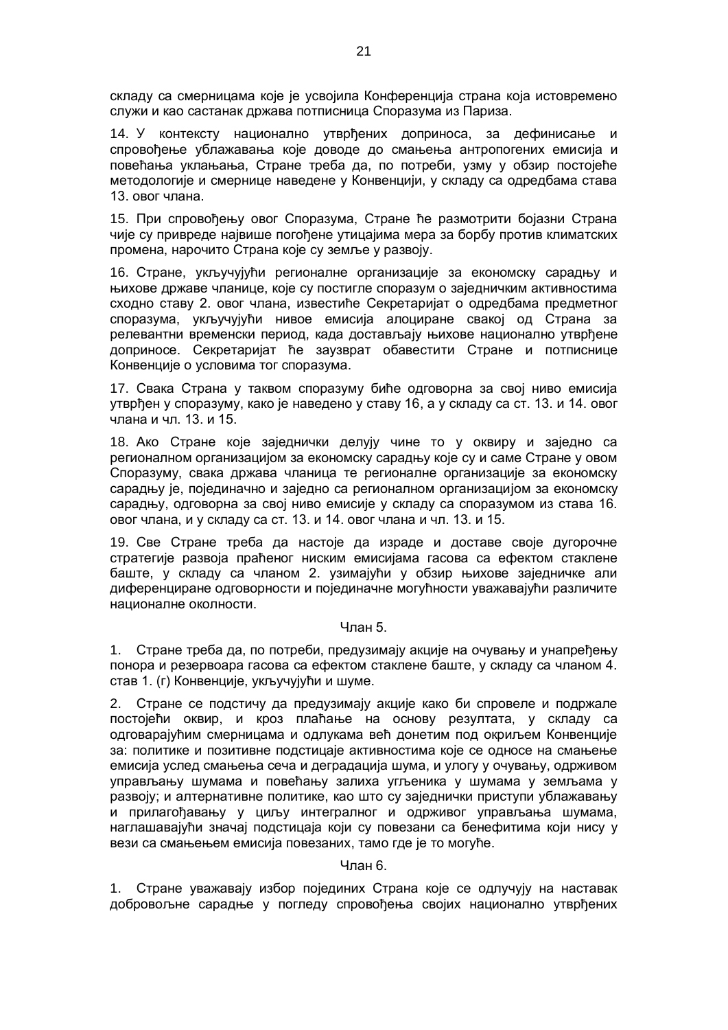складу са смерницама које је усвојила Конференција страна која истовремено служи и као састанак држава потписница Споразума из Париза.

14. У контексту национално утврђених доприноса, за дефинисање и спровођење ублажавања које доводе до смањења антропогених емисија и повећања уклањања, Стране треба да, по потреби, узму у обзир постојеће методологије и смернице наведене у Конвенцији, у складу са одредбама става 13. овог члана.

15. При спровођењу овог Споразума, Стране ће размотрити бојазни Страна чије су привреде највише погођене утицајима мера за борбу против климатских промена, нарочито Страна које су земље у развоју.

16. Стране, укључујући регионалне организације за економску сарадњу и њихове државе чланице, које су постигле споразум о заједничким активностима сходно ставу 2. овог члана, известиће Секретаријат о одредбама предметног споразума, укључујући нивое емисија алоциране свакој од Страна за релевантни временски период, када достављају њихове национално утврђене доприносе. Секретаријат ће заузврат обавестити Стране и потписнице Конвенције о условима тог споразума.

17. Свака Страна у таквом споразуму биће одговорна за свој ниво емисија утврђен у споразуму, како је наведено у ставу 16, а у складу са ст. 13. и 14. овог члана и чл. 13. и 15.

18. Ако Стране које заједнички делују чине то у оквиру и заједно са регионалном организацијом за економску сарадњу које су и саме Стране у овом Споразуму, свака држава чланица те регионалне организације за економску сарадњу је, појединачно и заједно са регионалном организацијом за економску сарадњу, одговорна за свој ниво емисије у складу са споразумом из става 16. овог члана, и у складу са ст. 13. и 14. овог члана и чл. 13. и 15.

19. Све Стране треба да настоје да израде и доставе своје дугорочне стратегије развоја праћеног ниским емисијама гасова са ефектом стаклене баште, у складу са чланом 2. узимајући у обзир њихове заједничке али диференциране одговорности и појединачне могућности уважавајући различите националне околности.

Члан 5.

1. Стране треба да, по потреби, предузимају акције на очувању и унапређењу понора и резервоара гасова са ефектом стаклене баште, у складу са чланом 4. став 1. (г) Конвенције, укључујући и шуме.

2. Стране се подстичу да предузимају акције како би спровеле и подржале постојећи оквир, и кроз плаћање на основу резултата, у складу са одговарајућим смерницама и одлукама већ донетим под окриљем Конвенције за: политике и позитивне подстицаје активностима које се односе на смањење емисија услед смањења сеча и деградација шума, и улогу у очувању, одрживом управљању шумама и повећању залиха угљеника у шумама у земљама у развоју; и алтернативне политике, као што су заједнички приступи ублажавању и прилагођавању у циљу интегралног и одрживог управљања шумама, наглашавајући значај подстицаја који су повезани са бенефитима који нису у вези са смањењем емисија повезаних, тамо где је то могуће.

Члан 6.

1. Стране уважавају избор појединих Страна које се одлучују на наставак добровољне сарадње у погледу спровођења својих национално утврђених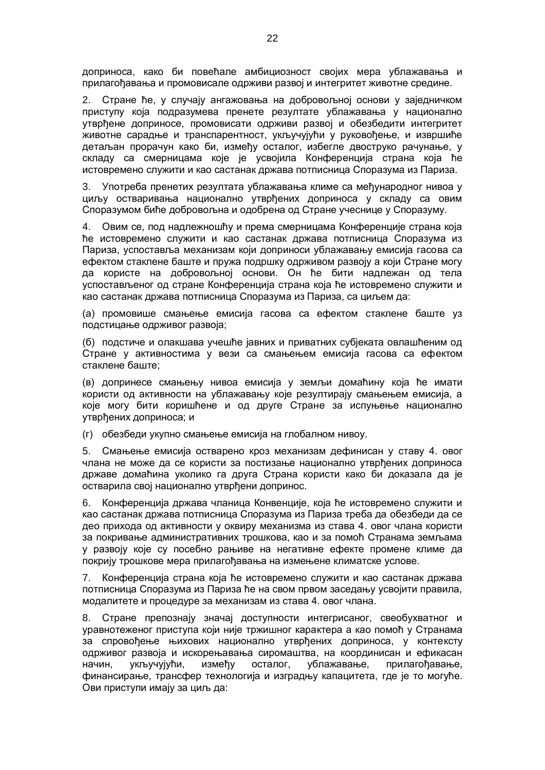доприноса, како би повећале амбициозност својих мера ублажавања и прилагођавања и промовисале одрживи развој и интегритет животне средине.

2. Стране ће, у случају ангажовања на добровољној основи у заједничком приступу која подразумева пренете резултате ублажавања у национално утврђене доприносе, промовисати одрживи развој и обезбедити интегритет животне сарадње и транспарентност, укључујући у руковођење, и извршиће детаљан прорачун како би, између осталог, избегле двоструко рачунање, у складу са смерницама које је усвојила Конференција страна која ће истовремено служити и као састанак држава потписница Споразума из Париза.

3. Употреба пренетих резултата ублажавања климе са међународног нивоа у циљу остваривања национално утврђених доприноса у складу са овим Споразумом биће добровољна и одобрена од Стране учеснице у Споразуму.

4. Овим се, под надлежношћу и према смерницама Конференције страна која ће истовремено служити и као састанак држава потписница Споразума из Париза, успоставља механизам који доприноси ублажавању емисија гасова са ефектом стаклене баште и пружа подршку одрживом развоју а који Стране могу да користе на добровољној основи. Он ће бити надлежан од тела успостављеног од стране Конференција страна која ће истовремено служити и као састанак држава потписница Споразума из Париза, са циљем да:

(а) промовише смањење емисија гасова са ефектом стаклене баште уз подстицање одрживог развоја;

(б) подстиче и олакшава учешће јавних и приватних субјеката овлашћеним од Стране у активностима у вези са смањењем емисија гасова са ефектом стаклене баште;

(в) допринесе смањењу нивоа емисија у земљи домаћину која ће имати користи од активности на ублажавању које резултирају смањењем емисија, а које могу бити коришћене и од друге Стране за испуњење национално утврђених доприноса; и

(г) обезбеди укупно смањење емисија на глобалном нивоу.

5. Смањење емисија остварено кроз механизам дефинисан у ставу 4. овог члана не може да се користи за постизање национално утврђених доприноса државе домаћина уколико га друга Страна користи како би доказала да је остварила свој национално утврђени допринос.

6. Конференција држава чланица Конвенције, која ће истовремено служити и као састанак држава потписница Споразума из Париза треба да обезбеди да се део прихода од активности у оквиру механизма из става 4. овог члана користи за покривање административних трошкова, као и за помоћ Странама земљама у развоју које су посебно рањиве на негативне ефекте промене климе да покрију трошкове мера прилагођавања на измењене климатске услове.

7. Конференција страна која ће истовремено служити и као састанак држава потписница Споразума из Париза ће на свом првом заседању усвојити правила, модалитете и процедуре за механизам из става 4. овог члана.

8. Стране препознају значај доступности интегрисаног, свеобухватног и уравнотеженог приступа који није тржишног карактера а као помоћ у Странама за спровођење њихових национално утврђених доприноса, у контексту одрживог развоја и искорењавања сиромаштва, на координисан и ефикасан начин, укључујући, између осталог, ублажавање, прилагођавање, финансирање, трансфер технологија и изградњу капацитета, где је то могуће. Ови приступи имају за циљ да: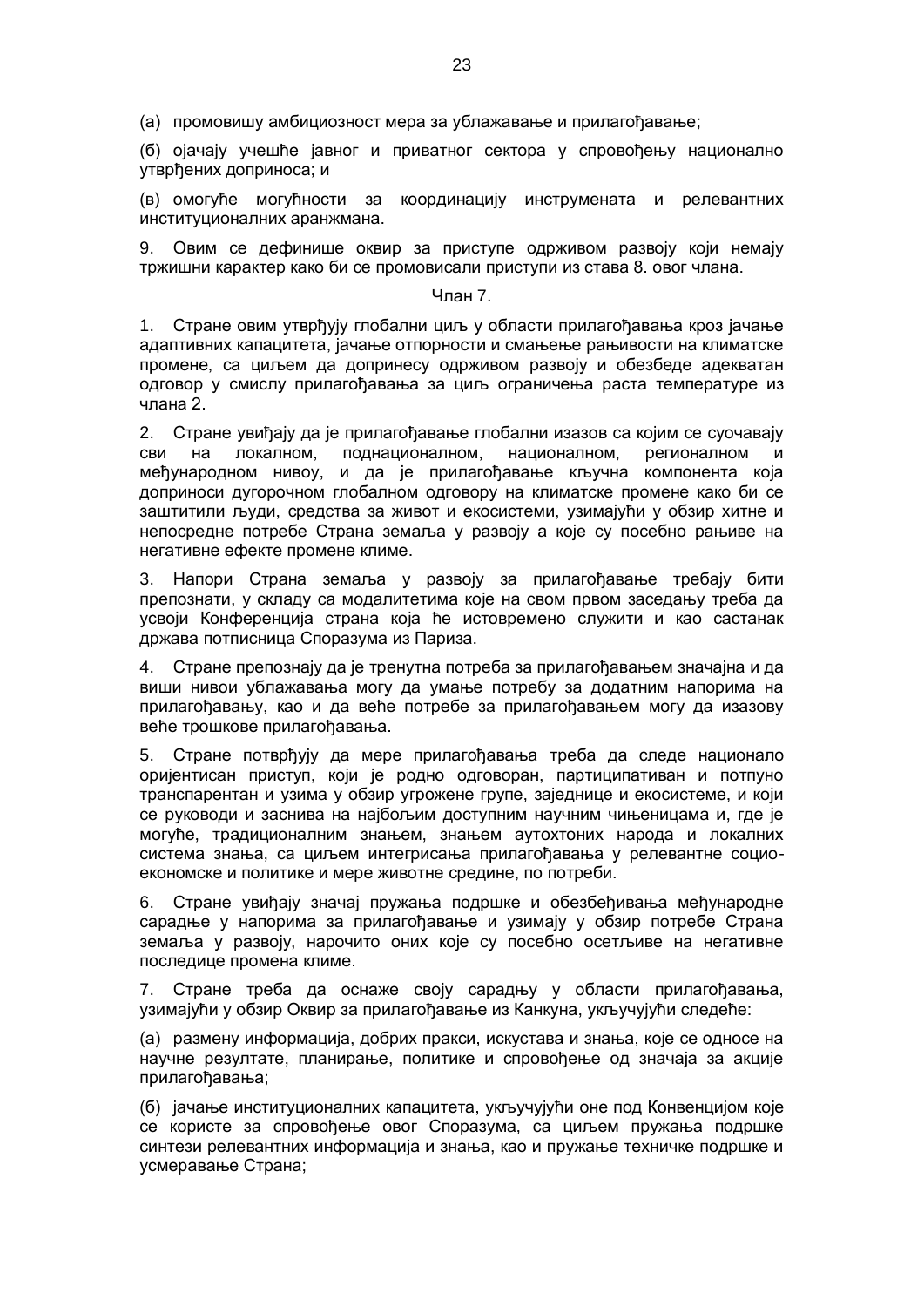(а) промовишу амбициозност мера за ублажавање и прилагођавање;

(б) ојачају учешће јавног и приватног сектора у спровођењу национално утврђених доприноса; и

(в) омогуће могућности за координацију инструмената и релевантних институционалних аранжмана.

9. Овим се дефинише оквир за приступе одрживом развоју који немају тржишни карактер како би се промовисали приступи из става 8. овог члана.

Члан 7.

1. Стране овим утврђују глобални циљ у области прилагођавања кроз јачање адаптивних капацитета, јачање отпорности и смањење рањивости на климатске промене, са циљем да допринесу одрживом развоју и обезбеде адекватан одговор у смислу прилагођавања за циљ ограничења раста температуре из члана 2.

2. Стране увиђају да је прилагођавање глобални изазов са којим се суочавају сви на локалном, поднационалном, националном, регионалном и међународном нивоу, и да је прилагођавање кључна компонента која доприноси дугорочном глобалном одговору на климатске промене како би се заштитили људи, средства за живот и екосистеми, узимајући у обзир хитне и непосредне потребе Страна земаља у развоју а које су посебно рањиве на негативне ефекте промене климе.

3. Напори Страна земаља у развоју за прилагођавање требају бити препознати, у складу са модалитетима које на свом првом заседању треба да усвоји Конференција страна која ће истовремено служити и као састанак држава потписница Споразума из Париза.

4. Стране препознају да је тренутна потреба за прилагођавањем значајна и да виши нивои ублажавања могу да умање потребу за додатним напорима на прилагођавању, као и да веће потребе за прилагођавањем могу да изазову веће трошкове прилагођавања.

5. Стране потврђују да мере прилагођавања треба да следе национало оријентисан приступ, који је родно одговоран, партиципативан и потпуно транспарентан и узима у обзир угрожене групе, заједнице и екосистеме, и који се руководи и заснива на најбољим доступним научним чињеницама и, где је могуће, традиционалним знањем, знањем аутохтоних народа и локалних система знања, са циљем интегрисања прилагођавања у релевантне социо-економске и политике и мере животне средине, по потреби.

6. Стране увиђају значај пружања подршке и обезбеђивања међународне сарадње у напорима за прилагођавање и узимају у обзир потребе Страна земаља у развоју, нарочито оних које су посебно осетљиве на негативне последице промена климе.

7. Стране треба да оснаже своју сарадњу у области прилагођавања, узимајући у обзир Оквир за прилагођавање из Канкуна, укључујући следеће:

(а) размену информација, добрих пракси, искустава и знања, које се односе на научне резултате, планирање, политике и спровођење од значаја за акције прилагођавања;

(б) јачање институционалних капацитета, укључујући оне под Конвенцијом које се користе за спровођење овог Споразума, са циљем пружања подршке синтези релевантних информација и знања, као и пружање техничке подршке и усмеравање Страна;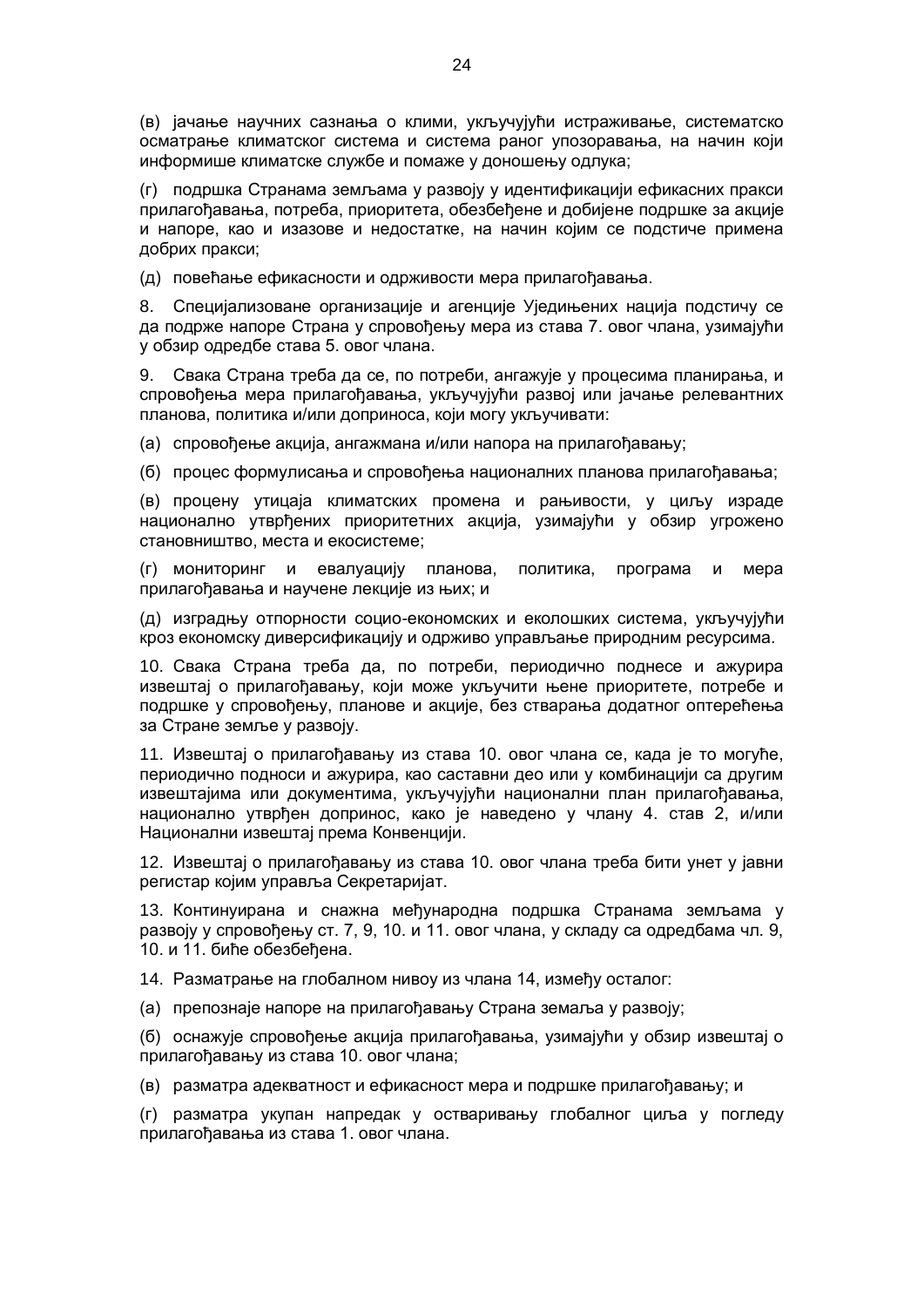(в) јачање научних сазнања о клими, укључујући истраживање, систематско осматрање климатског система и система раног упозоравања, на начин који информише климатске службе и помаже у доношењу одлука;

(г) подршка Странама земљама у развоју у идентификацији ефикасних пракси прилагођавања, потреба, приоритета, обезбеђене и добијене подршке за акције и напоре, као и изазове и недостатке, на начин којим се подстиче примена добрих пракси;

(д) повећање ефикасности и одрживости мера прилагођавања.

8. Специјализоване организације и агенције Уједињених нација подстичу се да подрже напоре Страна у спровођењу мера из става 7. овог члана, узимајући у обзир одредбе става 5. овог члана.

9. Свака Страна треба да се, по потреби, ангажује у процесима планирања, и спровођења мера прилагођавања, укључујући развој или јачање релевантних планова, политика и/или доприноса, који могу укључивати:

(а) спровођење акција, ангажмана и/или напора на прилагођавању;

(б) процес формулисања и спровођења националних планова прилагођавања;

(в) процену утицаја климатских промена и рањивости, у циљу израде национално утврђених приоритетних акција, узимајући у обзир угрожено становништво, места и екосистеме;

(г) мониторинг и евалуацију планова, политика, програма и мера прилагођавања и научене лекције из њих; и

(д) изградњу отпорности социо-економских и еколошких система, укључујући кроз економску диверсификацију и одрживо управљање природним ресурсима.

10. Свака Страна треба да, по потреби, периодично поднесе и ажурира извештај о прилагођавању, који може укључити њене приоритете, потребе и подршке у спровођењу, планове и акције, без стварања додатног оптерећења за Стране земље у развоју.

11. Извештај о прилагођавању из става 10. овог члана се, када је то могуће, периодично подноси и ажурира, као саставни део или у комбинацији са другим извештајима или документима, укључујући национални план прилагођавања, национално утврђен допринос, како је наведено у члану 4. став 2, и/или Национални извештај према Конвенцији.

12. Извештај о прилагођавању из става 10. овог члана треба бити унет у јавни регистар којим управља Секретаријат.

13. Континуирана и снажна међународна подршка Странама земљама у развоју у спровођењу ст. 7, 9, 10. и 11. овог члана, у складу са одредбама чл. 9, 10. и 11. биће обезбеђена.

14. Разматрање на глобалном нивоу из члана 14, између осталог:

(а) препознаје напоре на прилагођавању Страна земаља у развоју;

(б) оснажује спровођење акција прилагођавања, узимајући у обзир извештај о прилагођавању из става 10. овог члана;

(в) разматра адекватност и ефикасност мера и подршке прилагођавању; и

(г) разматра укупан напредак у остваривању глобалног циља у погледу прилагођавања из става 1. овог члана.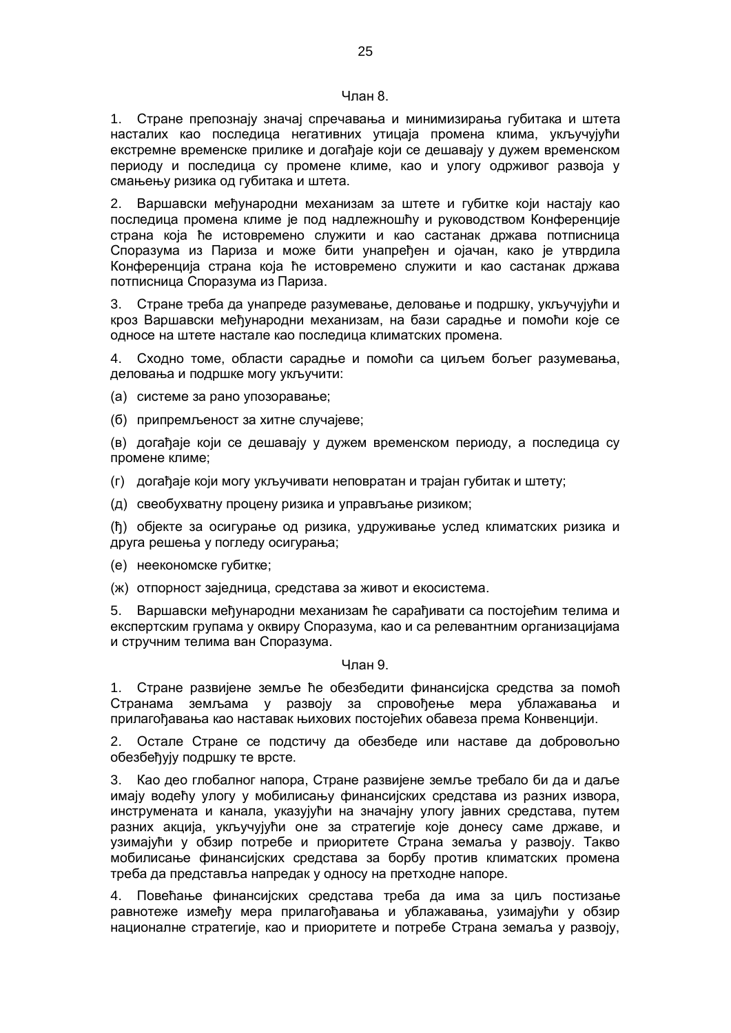Члан 8.

1. Стране препознају значај спречавања и минимизирања губитака и штета насталих као последица негативних утицаја промена клима, укључујући екстремне временске прилике и догађаје који се дешавају у дужем временском периоду и последица су промене климе, као и улогу одрживог развоја у смањењу ризика од губитака и штета.

2. Варшавски међународни механизам за штете и губитке који настају као последица промена климе је под надлежношћу и руководством Конференције страна која ће истовремено служити и као састанак држава потписница Споразума из Париза и може бити унапређен и ојачан, како је утврдила Конференција страна која ће истовремено служити и као састанак држава потписница Споразума из Париза.

3. Стране треба да унапреде разумевање, деловање и подршку, укључујући и кроз Варшавски међународни механизам, на бази сарадње и помоћи које се односе на штете настале као последица климатских промена.

4. Сходно томе, области сарадње и помоћи са циљем бољег разумевања, деловања и подршке могу укључити:

(а) системе за рано упозоравање;

(б) припремљеност за хитне случајеве;

(в) догађаје који се дешавају у дужем временском периоду, а последица су промене климе;

(г) догађаје који могу укључивати неповратан и трајан губитак и штету;

(д) свеобухватну процену ризика и управљање ризиком;

(ђ) објекте за осигурање од ризика, удруживање услед климатских ризика и друга решења у погледу осигурања;

(е) нееекономске губитке;

(ж) отпорност заједница, средстава за живот и екосистема.

5. Варшавски међународни механизам ће сарађивати са постојећим телима и експертским групама у оквиру Споразума, као и са релевантним организацијама и стручним телима ван Споразума.

Члан 9.

1. Стране развијене земље ће обезбедити финансијска средства за помоћ Странама земљама у развоју за спровођење мера ублажавања и прилагођавања као наставак њихових постојећих обавеза према Конвенцији.

2. Остале Стране се подстичу да обезбеде или наставе да добровољно обезбеђују подршку те врсте.

3. Као део глобалног напора, Стране развијене земље требало би да и даље имају водећу улогу у мобилисању финансијских средстава из разних извора, инструмената и канала, указујући на значајну улогу јавних средстава, путем разних акција, укључујући оне за стратегије које донесу саме државе, и узимајући у обзир потребе и приоритете Страна земаља у развоју. Такво мобилисање финансијских средстава за борбу против климатских промена треба да представља напредак у односу на претходне напоре.

4. Повећање финансијских средстава треба да има за циљ постизање равнотеже између мера прилагођавања и ублажавања, узимајући у обзир националне стратегије, као и приоритете и потребе Страна земаља у развоју,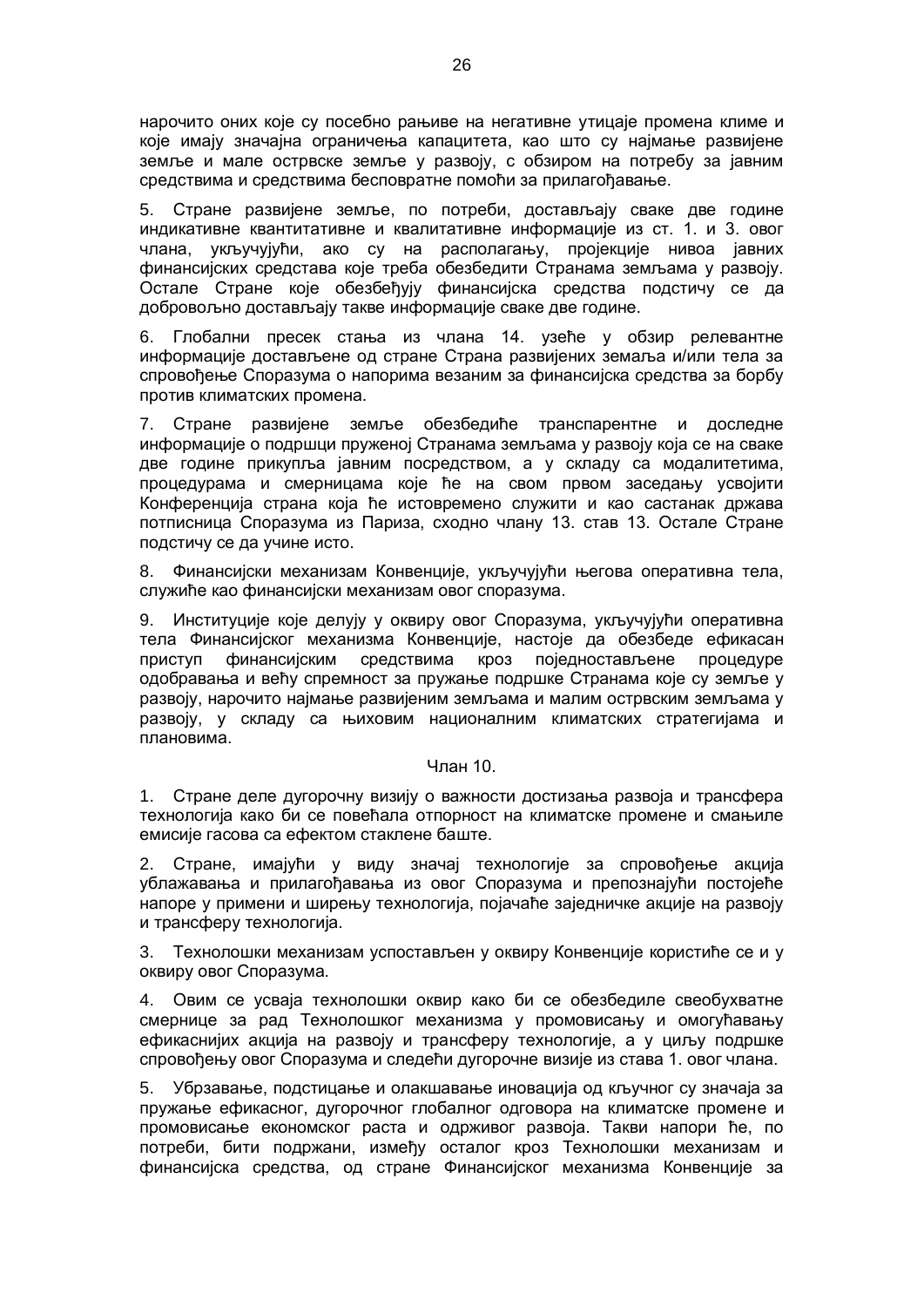нарочито оних које су посебно рањиве на негативне утицаје промена климе и које имају значајна ограничења капацитета, као што су најмање развијене земље и мале острвске земље у развоју, с обзиром на потребу за јавним средствима и средствима бесповратне помоћи за прилагођавање.

5. Стране развијене земље, по потреби, достављају сваке две године индикативне квантитативне и квалитативне информације из ст. 1. и 3. овог члана, укључујући, ако су на располагању, пројекције нивоа јавних финансијских средстава које треба обезбедити Странама земљама у развоју. Остале Стране које обезбеђују финансијска средства подстичу се да добровољно достављају такве информације сваке две године.

6. Глобални пресек стања из члана 14. узеће у обзир релевантне информације достављене од стране Страна развијених земаља и/или тела за спровођење Споразума о напорима везаним за финансијска средства за борбу против климатских промена.

7. Стране развијене земље обезбедиће транспарентне и доследне информације о подршци пруженој Странама земљама у развоју која се на сваке две године прикупља јавним посредством, а у складу са модалитетима, процедурама и смерницама које ће на свом првом заседању усвојити Конференција страна која ће истовремено служити и као састанак држава потписница Споразума из Париза, сходно члану 13. став 13. Остале Стране подстичу се да учине исто.

8. Финансијски механизам Конвенције, укључујући његова оперативна тела, служиће као финансијски механизам овог споразума.

9. Институције које делују у оквиру овог Споразума, укључујући оперативна тела Финансијског механизма Конвенције, настоје да обезбеде ефикасан приступ финансијским средствима кроз поједностављене процедуре одобравања и већу спремност за пружање подршке Странама које су земље у развоју, нарочито најмање развијеним земљама и малим острвским земљама у развоју, у складу са њиховим националним климатских стратегијама и плановима.

Члан 10.

1. Стране деле дугорочну визију о важности достизања развоја и трансфера технологија како би се повећала отпорност на климатске промене и смањиле емисије гасова са ефектом стаклене баште.

2. Стране, имајући у виду значај технологије за спровођење акција ублажавања и прилагођавања из овог Споразума и препознајући постојеће напоре у примени и ширењу технологија, појачаће заједничке акције на развоју и трансферу технологија.

3. Технолошки механизам успостављен у оквиру Конвенције користиће се и у оквиру овог Споразума.

4. Овим се усваја технолошки оквир како би се обезбедиле свеобухватне смернице за рад Технолошког механизма у промовисању и омогућавању ефикаснијих акција на развоју и трансферу технологије, а у циљу подршке спровођењу овог Споразума и следећи дугорочне визије из става 1. овог члана.

5. Убрзавање, подстицање и олакшавање иновација од кључног су значаја за пружање ефикасног, дугорочног глобалног одговора на климатске промене и промовисање економског раста и одрживог развоја. Такви напори ће, по потреби, бити подржани, између осталог кроз Технолошки механизам и финансијска средства, од стране Финансијског механизма Конвенције за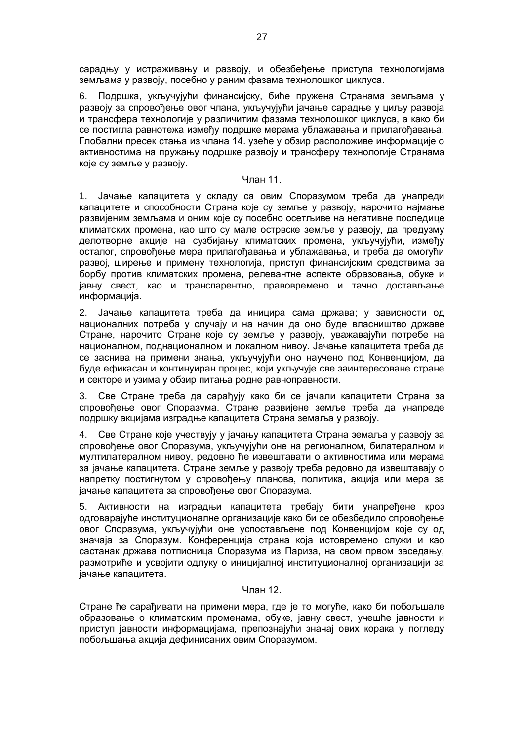сарадњу у истраживању и развоју, и обезбеђење приступа технологијама земљама у развоју, посебно у раним фазама технолошког циклуса.

6. Подршка, укључујући финансијску, биће пружена Странама земљама у развоју за спровођење овог члана, укључујући јачање сарадње у циљу развоја и трансфера технологије у различитим фазама технолошког циклуса, а како би се постигла равнотежа између подршке мерама ублажавања и прилагођавања. Глобални пресек стања из члана 14. узеће у обзир расположиве информације о активностима на пружању подршке развоју и трансферу технологије Странама које су земље у развоју.

### Члан 11.

1. Јачање капацитета у складу са овим Споразумом треба да унапреди капацитете и способности Страна које су земље у развоју, нарочито најмање развијеним земљама и оним које су посебно осетљиве на негативне последице климатских промена, као што су мале острвске земље у развоју, да предузму делотворне акције на сузбијању климатских промена, укључујући, између осталог, спровођење мера прилагођавања и ублажавања, и треба да омогући развој, ширење и примену технологија, приступ финансијским средствима за борбу против климатских промена, релевантне аспекте образовања, обуке и јавну свест, као и транспарентно, правовремено и тачно достављање информација.

2. Јачање капацитета треба да иницира сама држава; у зависности од националних потреба у случају и на начин да оно буде власништво државе Стране, нарочито Стране које су земље у развоју, уважавајући потребе на националном, поднационалном и локалном нивоу. Јачање капацитета треба да се заснива на примени знања, укључујући оно научено под Конвенцијом, да буде ефикасан и континуиран процес, који укључује све заинтересоване стране и секторе и узима у обзир питања родне равноправности.

3. Све Стране треба да сарађују како би се јачали капацитети Страна за спровођење овог Споразума. Стране развијене земље треба да унапреде подршку акцијама изградње капацитета Страна земаља у развоју.

4. Све Стране које учествују у јачању капацитета Страна земаља у развоју за спровођење овог Споразума, укључујући оне на регионалном, билатералном и мултилатералном нивоу, редовно ће извештавати о активностима или мерама за јачање капацитета. Стране земље у развоју треба редовно да извештавају о напретку постигнутом у спровођењу планова, политика, акција или мера за јачање капацитета за спровођење овог Споразума.

5. Активности на изградњи капацитета требају бити унапређене кроз одговарајуће институционалне организације како би се обезбедило спровођење овог Споразума, укључујући оне успостављене под Конвенцијом које су од значаја за Споразум. Конференција страна која истовремено служи и као састанак држава потписница Споразума из Париза, на свом првом заседању, размотриће и усвојити одлуку о иницијалној институционалној организацији за јачање капацитета.

### Члан 12.

Стране ће сарађивати на примени мера, где је то могуће, како би побољшале образовање о климатским променама, обуке, јавну свест, учешће јавности и приступ јавности информацијама, препознајући значај ових корака у погледу побољшања акција дефинисаних овим Споразумом.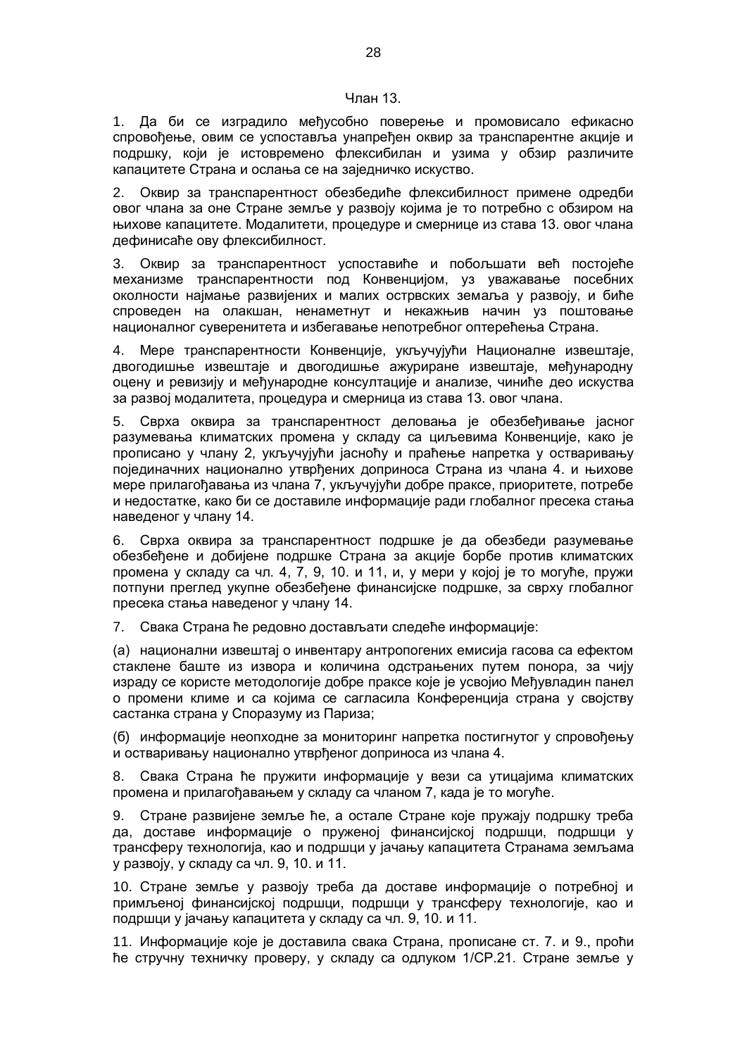Члан 13.

1. Да би се изградило међусобно поверење и промовисало ефикасно спровођење, овим се успоставља унапређен оквир за транспарентне акције и подршку, који је истовремено флексибилан и узима у обзир различите капацитете Страна и ослања се на заједничко искуство.

2. Оквир за транспарентност обезбедиће флексибилност примене одредби овог члана за оне Стране земље у развоју којима је то потребно с обзиром на њихове капацитете. Модалитети, процедуре и смернице из става 13. овог члана дефинисаће ову флексибилност.

3. Оквир за транспарентност успоставиће и побољшати већ постојеће механизме транспарентности под Конвенцијом, уз уважавање посебних околности најмање развијених и малих острвских земаља у развоју, и биће спроведен на олакшан, ненаметнут и некажњив начин уз поштовање националног суверенитета и избегавање непотребног оптерећења Страна.

4. Мере транспарентности Конвенције, укључујући Националне извештаје, двогодишње извештаје и двогодишње ажуриране извештаје, међународну оцену и ревизију и међународне консултације и анализе, чиниће део искуства за развој модалитета, процедура и смерница из става 13. овог члана.

5. Сврха оквира за транспарентност деловања је обезбеђивање јасног разумевања климатских промена у складу са циљевима Конвенције, како је прописано у члану 2, укључујући јасноћу и праћење напретка у остваривању појединачних национално утврђених доприноса Страна из члана 4. и њихове мере прилагођавања из члана 7, укључујући добре праксе, приоритете, потребе и недостатке, како би се доставиле информације ради глобалног пресека стања наведеног у члану 14.

6. Сврха оквира за транспарентност подршке је да обезбеди разумевање обезбеђене и добијене подршке Страна за акције борбе против климатских промена у складу са чл. 4, 7, 9, 10. и 11, и, у мери у којој је то могуће, пружи потпуни преглед укупне обезбеђене финансијске подршке, за сврху глобалног пресека стања наведеног у члану 14.

7. Свака Страна ће редовно достављати следеће информације:

(а) национални извештај о инвентару антропогених емисија гасова са ефектом стаклене баште из извора и количина одстрањених путем понора, за чију израду се користе методологије добре праксе које је усвојио Међувладин панел о промени климе и са којима се сагласила Конференција страна у својству састанка страна у Споразуму из Париза;

(б) информације неопходне за мониторинг напретка постигнутог у спровођењу и остваривању национално утврђеног доприноса из члана 4.

8. Свака Страна ће пружити информације у вези са утицајима климатских промена и прилагођавањем у складу са чланом 7, када је то могуће.

9. Стране развијене земље ће, а остале Стране које пружају подршку треба да, доставе информације о пруженој финансијској подршци, подршци у трансферу технологија, као и подршци у јачању капацитета Странама земљама у развоју, у складу са чл. 9, 10. и 11.

10. Стране земље у развоју треба да доставе информације о потребној и примљеној финансијској подршци, подршци у трансферу технологије, као и подршци у јачању капацитета у складу са чл. 9, 10. и 11.

11. Информације које је доставила свака Страна, прописане ст. 7. и 9., проћи ће стручну техничку проверу, у складу са одлуком 1/CP.21. Стране земље у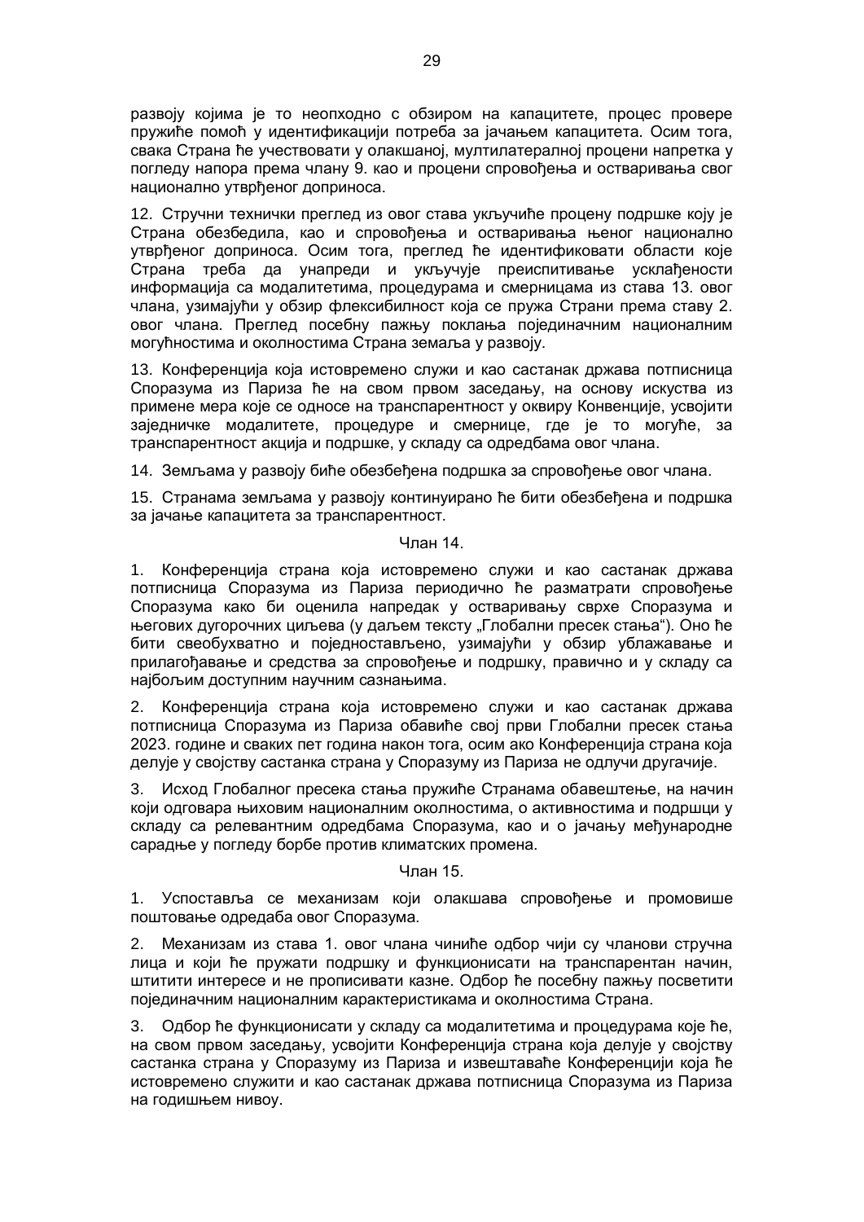развоју којима је то неопходно с обзиром на капацитете, процес провере пружиће помоћ у идентификацији потреба за јачањем капацитета. Осим тога, свака Страна ће учествовати у олакшаној, мултилатералној процени напретка у погледу напора према члану 9. као и процени спровођења и остваривања свог национално утврђеног доприноса.

12. Стручни технички преглед из овог става укључиће процену подршке коју је Страна обезбедила, као и спровођења и остваривања њеног национално утврђеног доприноса. Осим тога, преглед ће идентификовати области које Страна треба да унапреди и укључује преиспитивање усклађености информација са модалитетима, процедурама и смерницама из става 13. овог члана, узимајући у обзир флексибилност која се пружа Страни према ставу 2. овог члана. Преглед посебну пажњу поклања појединачним националним могућностима и околностима Страна земаља у развоју.

13. Конференција која истовремено служи и као састанак држава потписница Споразума из Париза ће на свом првом заседању, на основу искуства из примене мера које се односе на транспарентност у оквиру Конвенције, усвојити заједничке модалитете, процедуре и смернице, где је то могуће, за транспарентност акција и подршке, у складу са одредбама овог члана.

14. Земљама у развоју биће обезбеђена подршка за спровођење овог члана.

15. Странама земљама у развоју континуирано ће бити обезбеђена и подршка за јачање капацитета за транспарентност.

Члан 14.

1. Конференција страна која истовремено служи и као састанак држава потписница Споразума из Париза периодично ће разматрати спровођење Споразума како би оценила напредак у остваривању сврхе Споразума и његових дугорочних циљева (у даљем тексту „Глобални пресек стања“). Оно ће бити свеобухватно и поједностављено, узимајући у обзир ублажавање и прилагођавање и средства за спровођење и подршку, правично и у складу са најбољим доступним научним сазнањима.

2. Конференција страна која истовремено служи и као састанак држава потписница Споразума из Париза обавиће свој први Глобални пресек стања 2023. године и сваких пет година након тога, осим ако Конференција страна која делује у својству састанка страна у Споразуму из Париза не одлучи другачије.

3. Исход Глобалног пресека стања пружиће Странама обавештење, на начин који одговара њиховим националним околностима, о активностима и подршци у складу са релевантним одредбама Споразума, као и о јачању међународне сарадње у погледу борбе против климатских промена.

Члан 15.

1. Успоставља се механизам који олакшава спровођење и промовише поштовање одредаба овог Споразума.

2. Механизам из става 1. овог члана чиниће одбор чији су чланови стручна лица и који ће пружати подршку и функционисати на транспарентан начин, штитити интересе и не прописивати казне. Одбор ће посебну пажњу посветити појединачним националним карактеристикама и околностима Страна.

3. Одбор ће функционисати у складу са модалитетима и процедурама које ће, на свом првом заседању, усвојити Конференција страна која делује у својству састанка страна у Споразуму из Париза и извештаваће Конференцији која ће истовремено служити и као састанак држава потписница Споразума из Париза на годишњем нивоу.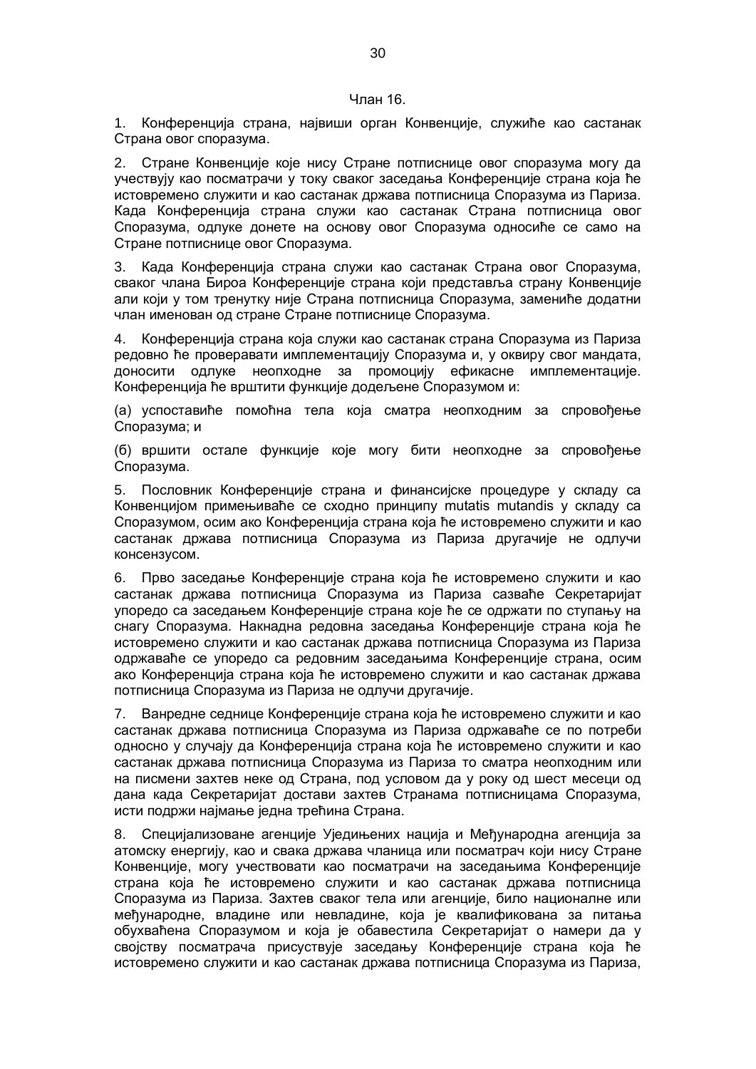Члан 16.

1. Конференција страна, највиши орган Конвенције, служиће као састанак Страна овог споразума.

2. Стране Конвенције које нису Стране потписнице овог споразума могу да учествују као посматрачи у току сваког заседања Конференције страна која ће истовремено служити и као састанак држава потписница Споразума из Париза. Када Конференција страна служи као састанак Страна потписница овог Споразума, одлуке донете на основу овог Споразума односиће се само на Стране потписнице овог Споразума.

3. Када Конференција страна служи као састанак Страна овог Споразума, сваког члана Бироа Конференције страна који представља страну Конвенције али који у том тренутку није Страна потписница Споразума, замениће додатни члан именован од стране Стране потписнице Споразума.

4. Конференција страна која служи као састанак страна Споразума из Париза редовно ће проверавати имплементацију Споразума и, у оквиру свог мандата, доносити одлуке неопходне за промоцију ефикасне имплементације. Конференција ће врштити функције додељене Споразумом и:

(а) успоставиће помоћна тела која сматра неопходним за спровођење Споразума; и

(б) вршити остале функције које могу бити неопходне за спровођење Споразума.

5. Пословник Конференције страна и финансијске процедуре у складу са Конвенцијом примењиваће се сходно принципу mutatis mutandis у складу са Споразумом, осим ако Конференција страна која ће истовремено служити и као састанак држава потписница Споразума из Париза другачије не одлучи консензусом.

6. Прво заседање Конференције страна која ће истовремено служити и као састанак држава потписница Споразума из Париза сазваће Секретаријат упоредо са заседањем Конференције страна које ће се одржати по ступању на снагу Споразума. Накнадна редовна заседања Конференције страна која ће истовремено служити и као састанак држава потписница Споразума из Париза одржаваће се упоредо са редовним заседањима Конференције страна, осим ако Конференција страна која ће истовремено служити и као састанак држава потписница Споразума из Париза не одлучи другачије.

7. Ванредне седнице Конференције страна која ће истовремено служити и као састанак држава потписница Споразума из Париза одржаваће се по потреби односно у случају да Конференција страна која ће истовремено служити и као састанак држава потписница Споразума из Париза то сматра неопходним или на писмени захтев неке од Страна, под условом да у року од шест месеци од дана када Секретаријат достави захтев Странама потписницама Споразума, исти подржи најмање једна трећина Страна.

8. Специјализоване агенције Уједињених нација и Међународна агенција за атомску енергију, као и свака држава чланица или посматрач који нису Стране Конвенције, могу учествовати као посматрачи на заседањима Конференције страна која ће истовремено служити и као састанак држава потписница Споразума из Париза. Захтев сваког тела или агенције, било националне или међународне, владине или невладине, која је квалификована за питања обухваћена Споразумом и која је обавестила Секретаријат о намери да у својству посматрача присуствује заседању Конференције страна која ће истовремено служити и као састанак држава потписница Споразума из Париза,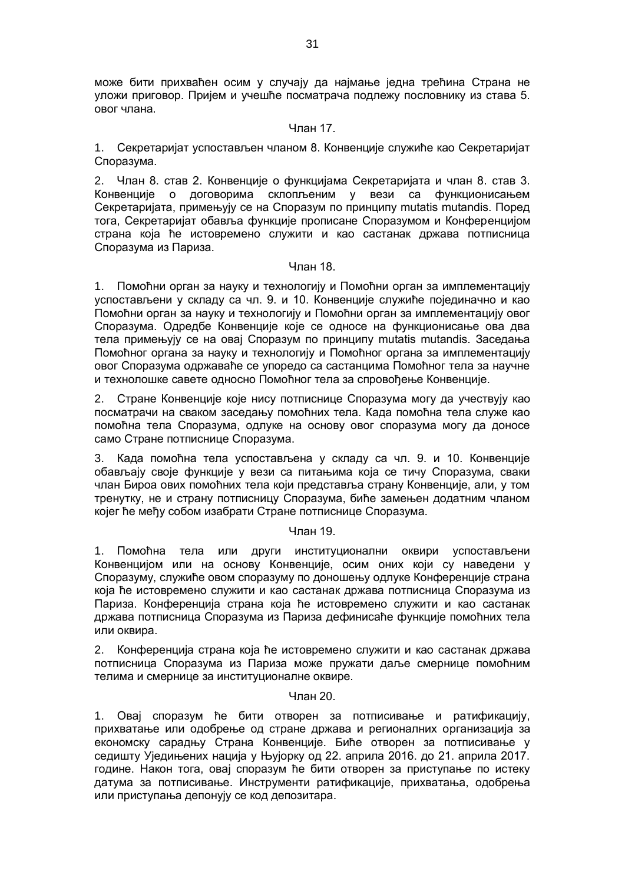може бити прихваћен осим у случају да најмање једна трећина Страна не уложи приговор. Пријем и учешће посматрача подлеже пословнику из става 5. овог члана.

Члан 17.

1. Секретаријат успостављен чланом 8. Конвенције служиће као Секретаријат Споразума.

2. Члан 8. став 2. Конвенције о функцијама Секретаријата и члан 8. став 3. Конвенције о договорима склопљеним у вези са функционисањем Секретаријата, примењују се на Споразум по принципу mutatis mutandis. Поред тога, Секретаријат обавља функције прописане Споразумом и Конференцијом страна која ће истовремено служити и као састанак држава потписница Споразума из Париза.

Члан 18.

1. Помоћни орган за науку и технологију и Помоћни орган за имплементацију успостављени у складу са чл. 9. и 10. Конвенције служиће појединачно и као Помоћни орган за науку и технологију и Помоћни орган за имплементацију овог Споразума. Одредбе Конвенције које се односе на функционисање ова два тела примењују се на овај Споразум по принципу mutatis mutandis. Заседања Помоћног органа за науку и технологију и Помоћног органа за имплементацију овог Споразума одржаваће се упоредо са састанцима Помоћног тела за научне и технолошке савете односно Помоћног тела за спровођење Конвенције.

2. Стране Конвенције које нису потписнице Споразума могу да учествују као посматрачи на сваком заседању помоћних тела. Када помоћна тела служе као помоћна тела Споразума, одлуке на основу овог споразума могу да доносе само Стране потписнице Споразума.

3. Када помоћна тела успостављена у складу са чл. 9. и 10. Конвенције обављају своје функције у вези са питањима која се тичу Споразума, сваки члан Бироа ових помоћних тела који представља страну Конвенције, али, у том тренутку, не и страну потписницу Споразума, биће замењен додатним чланом којег ће међу собом изабрати Стране потписнице Споразума.

Члан 19.

1. Помоћна тела или други институционални оквири успостављени Конвенцијом или на основу Конвенције, осим оних који су наведени у Споразуму, служиће овом споразуму по доношењу одлуке Конференције страна која ће истовремено служити и као састанак држава потписница Споразума из Париза. Конференција страна која ће истовремено служити и као састанак држава потписница Споразума из Париза дефинисаће функције помоћних тела или оквира.

2. Конференција страна која ће истовремено служити и као састанак држава потписница Споразума из Париза може пружати даље смернице помоћним телима и смернице за институционалне оквире.

Члан 20.

1. Овај споразум ће бити отворен за потписивање и ратификацију, прихватање или одобрење од стране држава и регионалних организација за економску сарадњу Страна Конвенције. Биће отворен за потписивање у седишту Уједињених нација у Њујорку од 22. априла 2016. до 21. априла 2017. године. Након тога, овај споразум ће бити отворен за приступање по истеку датума за потписивање. Инструменти ратификације, прихватања, одобрења или приступања депонују се код депозитара.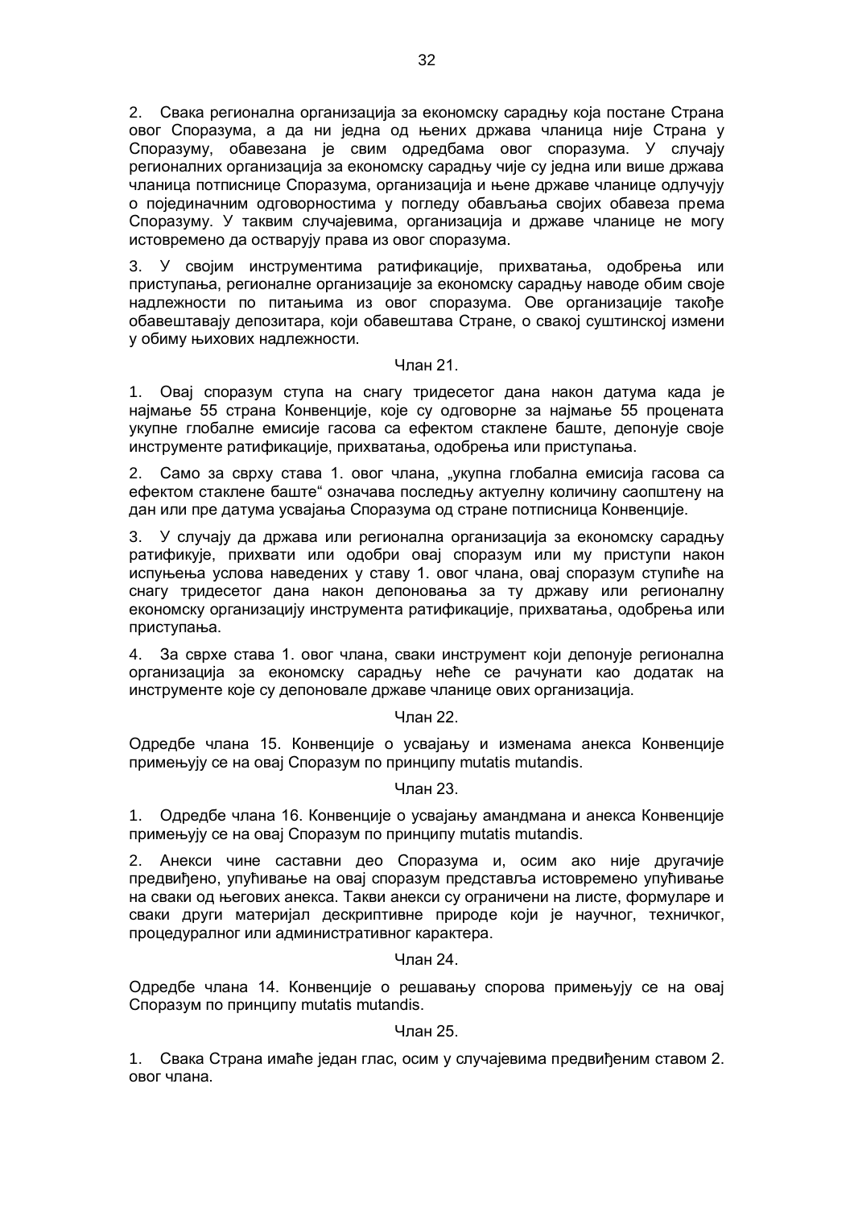2. Свака регионална организација за економску сарадњу која постане Страна овог Споразума, а да ни једна од њених држава чланица није Страна у Споразуму, обавезана је свим одредбама овог споразума. У случају регионалних организација за економску сарадњу чије су једна или више држава чланица потписнице Споразума, организација и њене државе чланице одлучују о појединачним одговорностима у погледу обављања својих обавеза према Споразуму. У таквим случајевима, организација и државе чланице не могу истовремено да остварују права из овог споразума.

3. У својим инструментима ратификације, прихватања, одобрења или приступања, регионалне организације за економску сарадњу наводе обим своје надлежности по питањима из овог споразума. Ове организације такође обавештавају депозитара, који обавештава Стране, о свакој суштинској измени у обиму њихових надлежности.

Члан 21.

1. Овај споразум ступа на снагу тридесетог дана након датума када је најмање 55 страна Конвенције, које су одговорне за најмање 55 процената укупне глобалне емисије гасова са ефектом стаклене баште, депонује своје инструменте ратификације, прихватања, одобрења или приступања.

2. Само за сврху става 1. овог члана, „укупна глобална емисија гасова са ефектом стаклене баште" означава последњу актуелну количину саопштену на дан или пре датума усвајања Споразума од стране потписница Конвенције.

3. У случају да држава или регионална организација за економску сарадњу ратификује, прихвати или одобри овај споразум или му приступи након испуњења услова наведених у ставу 1. овог члана, овај споразум ступиће на снагу тридесетог дана након депоновања за ту државу или регионалну економску организацију инструмента ратификације, прихватања, одобрења или приступања.

4. За сврхе става 1. овог члана, сваки инструмент који депонује регионална организација за економску сарадњу неће се рачунати као додатак на инструменте које су депоновале државе чланице ових организација.

Члан 22.

Одредбе члана 15. Конвенције о усвајању и изменама анекса Конвенције примењују се на овај Споразум по принципу mutatis mutandis.

Члан 23.

1. Одредбе члана 16. Конвенције о усвајању амандмана и анекса Конвенције примењују се на овај Споразум по принципу mutatis mutandis.

2. Анекси чине саставни део Споразума и, осим ако није другачије предвиђено, упућивање на овај споразум представља истовремено упућивање на сваки од његових анекса. Такви анекси су ограничени на листе, формуларе и сваки други материјал дескриптивне природе који је научног, техничког, процедуралног или административног карактера.

Члан 24.

Одредбе члана 14. Конвенције о решавању спорова примењују се на овај Споразум по принципу mutatis mutandis.

Члан 25.

1. Свака Страна имаће један глас, осим у случајевима предвиђеним ставом 2. овог члана.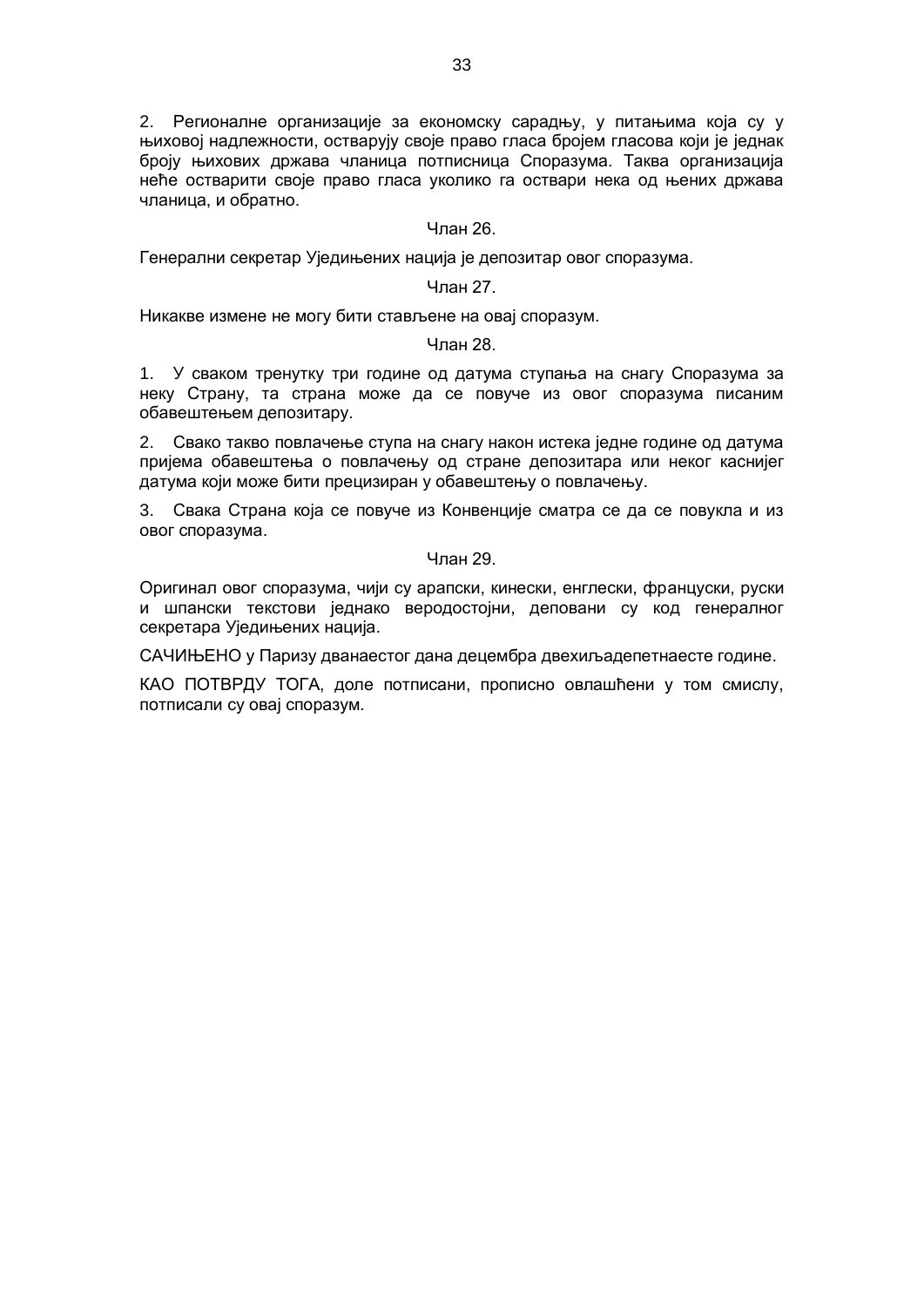2. Регионалне организације за економску сарадњу, у питањима која су у њиховој надлежности, остварују своје право гласа бројем гласова који је једнак броју њихових држава чланица потписница Споразума. Таква организација неће остварити своје право гласа уколико га оствари нека од њених држава чланица, и обратно.

Члан 26.

Генерални секретар Уједињених нација је депозитар овог споразума.

Члан 27.

Никакве измене не могу бити стављене на овај споразум.

Члан 28.

1. У сваком тренутку три године од датума ступања на снагу Споразума за неку Страну, та страна може да се повуче из овог споразума писаним обавештењем депозитару.

2. Свако такво повлачење ступа на снагу након истека једне године од датума пријема обавештења о повлачењу од стране депозитара или неког каснијег датума који може бити прецизиран у обавештењу о повлачењу.

3. Свака Страна која се повуче из Конвенције сматра се да се повукла и из овог споразума.

Члан 29.

Оригинал овог споразума, чији су арапски, кинески, енглески, француски, руски и шпански текстови једнако веродостојни, деповани су код генералног секретара Уједињених нација.

САЧИЊЕНО у Паризу дванаестог дана децембра двехиљадепетнаесте године.

КАО ПОТВРДУ ТОГА, доле потписани, прописно овлашћени у том смислу, потписали су овај споразум.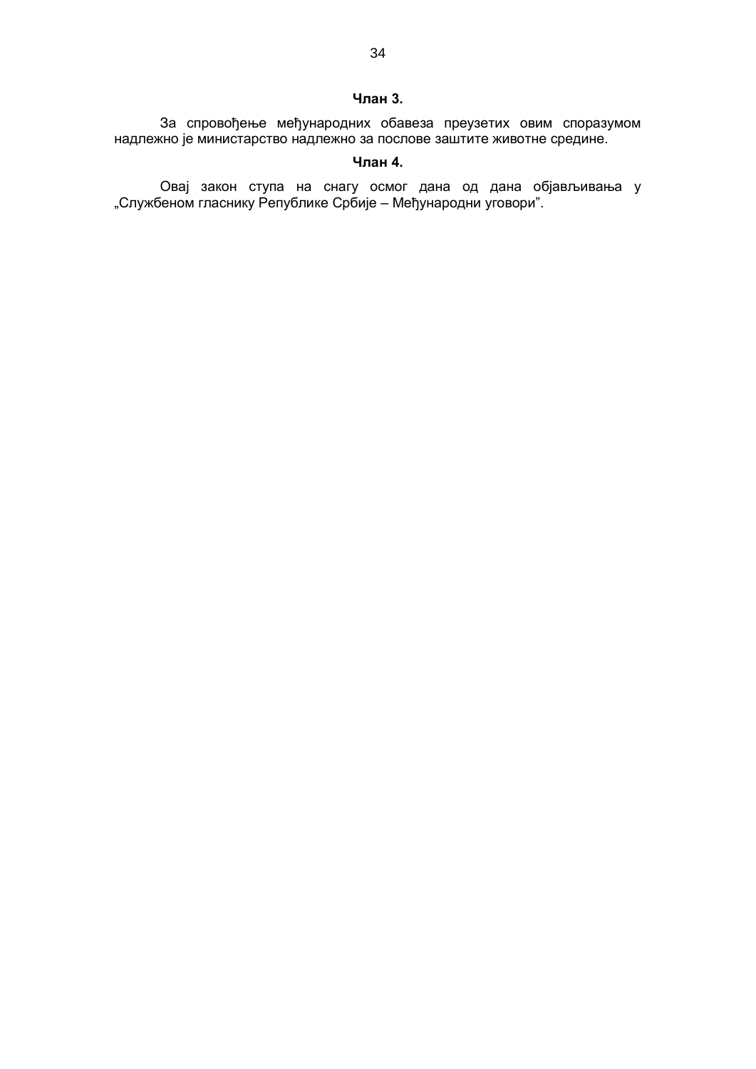**Члан 3.**

За спровођење међународних обавеза преузетих овим споразумом надлежно је министарство надлежно за послове заштите животне средине.

**Члан 4.**

Овај закон ступа на снагу осмог дана од дана објављивања у „Службеном гласнику Републике Србије – Међународни уговори”.